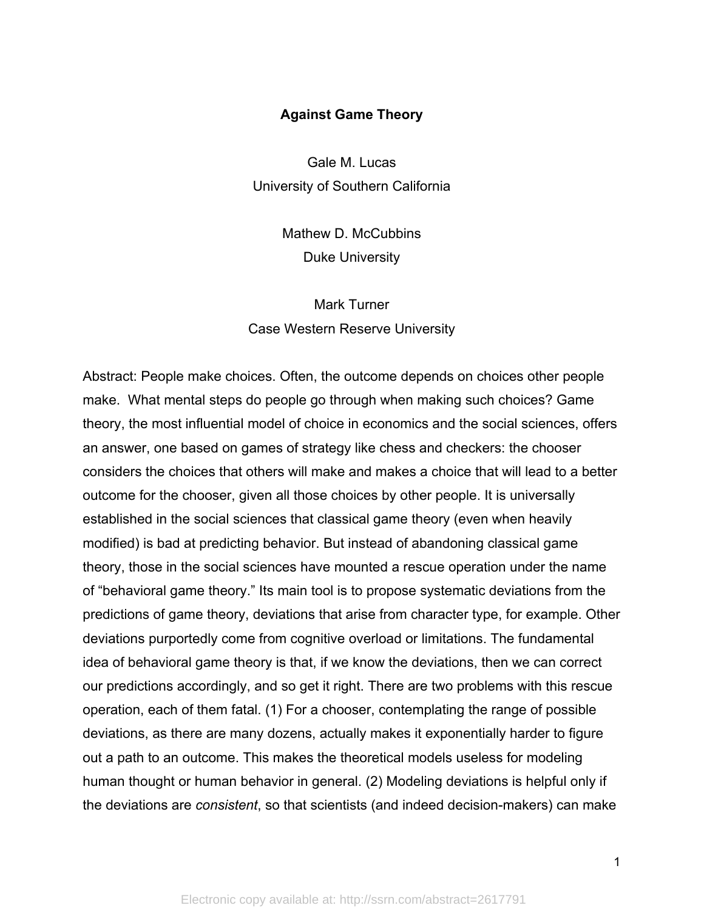# Against Game Theory

Gale M. Lucas
University of Southern California

Mathew D. McCubbins
Duke University

Mark Turner
Case Western Reserve University

Abstract: People make choices. Often, the outcome depends on choices other people make. What mental steps do people go through when making such choices? Game theory, the most influential model of choice in economics and the social sciences, offers an answer, one based on games of strategy like chess and checkers: the chooser considers the choices that others will make and makes a choice that will lead to a better outcome for the chooser, given all those choices by other people. It is universally established in the social sciences that classical game theory (even when heavily modified) is bad at predicting behavior. But instead of abandoning classical game theory, those in the social sciences have mounted a rescue operation under the name of "behavioral game theory." Its main tool is to propose systematic deviations from the predictions of game theory, deviations that arise from character type, for example. Other deviations purportedly come from cognitive overload or limitations. The fundamental idea of behavioral game theory is that, if we know the deviations, then we can correct our predictions accordingly, and so get it right. There are two problems with this rescue operation, each of them fatal. (1) For a chooser, contemplating the range of possible deviations, as there are many dozens, actually makes it exponentially harder to figure out a path to an outcome. This makes the theoretical models useless for modeling human thought or human behavior in general. (2) Modeling deviations is helpful only if the deviations are *consistent*, so that scientists (and indeed decision-makers) can make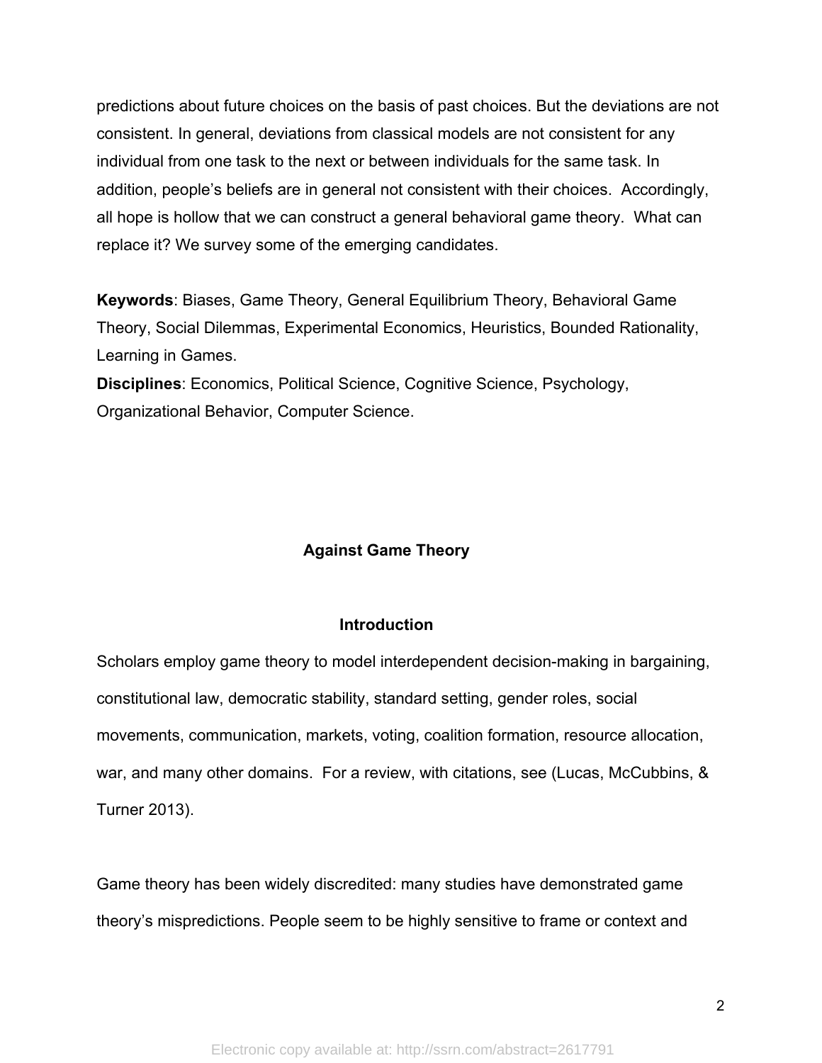predictions about future choices on the basis of past choices. But the deviations are not consistent. In general, deviations from classical models are not consistent for any individual from one task to the next or between individuals for the same task. In addition, people's beliefs are in general not consistent with their choices. Accordingly, all hope is hollow that we can construct a general behavioral game theory. What can replace it? We survey some of the emerging candidates.

**Keywords**: Biases, Game Theory, General Equilibrium Theory, Behavioral Game Theory, Social Dilemmas, Experimental Economics, Heuristics, Bounded Rationality, Learning in Games.

**Disciplines**: Economics, Political Science, Cognitive Science, Psychology, Organizational Behavior, Computer Science.

# Against Game Theory

## Introduction

Scholars employ game theory to model interdependent decision-making in bargaining, constitutional law, democratic stability, standard setting, gender roles, social movements, communication, markets, voting, coalition formation, resource allocation, war, and many other domains. For a review, with citations, see (Lucas, McCubbins, & Turner 2013).

Game theory has been widely discredited: many studies have demonstrated game theory's mispredictions. People seem to be highly sensitive to frame or context and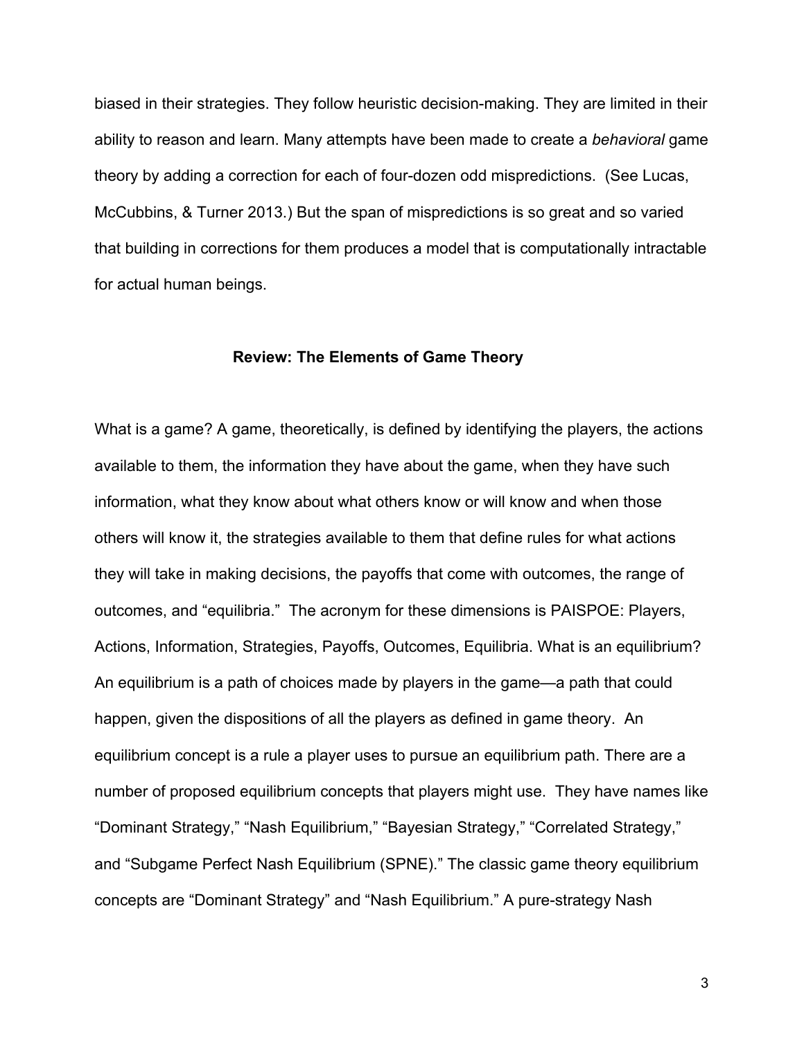biased in their strategies. They follow heuristic decision-making. They are limited in their ability to reason and learn. Many attempts have been made to create a *behavioral* game theory by adding a correction for each of four-dozen odd mispredictions. (See Lucas, McCubbins, & Turner 2013.) But the span of mispredictions is so great and so varied that building in corrections for them produces a model that is computationally intractable for actual human beings.

## Review: The Elements of Game Theory

What is a game? A game, theoretically, is defined by identifying the players, the actions available to them, the information they have about the game, when they have such information, what they know about what others know or will know and when those others will know it, the strategies available to them that define rules for what actions they will take in making decisions, the payoffs that come with outcomes, the range of outcomes, and "equilibria." The acronym for these dimensions is PAISPOE: Players, Actions, Information, Strategies, Payoffs, Outcomes, Equilibria. What is an equilibrium? An equilibrium is a path of choices made by players in the game—a path that could happen, given the dispositions of all the players as defined in game theory. An equilibrium concept is a rule a player uses to pursue an equilibrium path. There are a number of proposed equilibrium concepts that players might use. They have names like "Dominant Strategy," "Nash Equilibrium," "Bayesian Strategy," "Correlated Strategy," and "Subgame Perfect Nash Equilibrium (SPNE)." The classic game theory equilibrium concepts are "Dominant Strategy" and "Nash Equilibrium." A pure-strategy Nash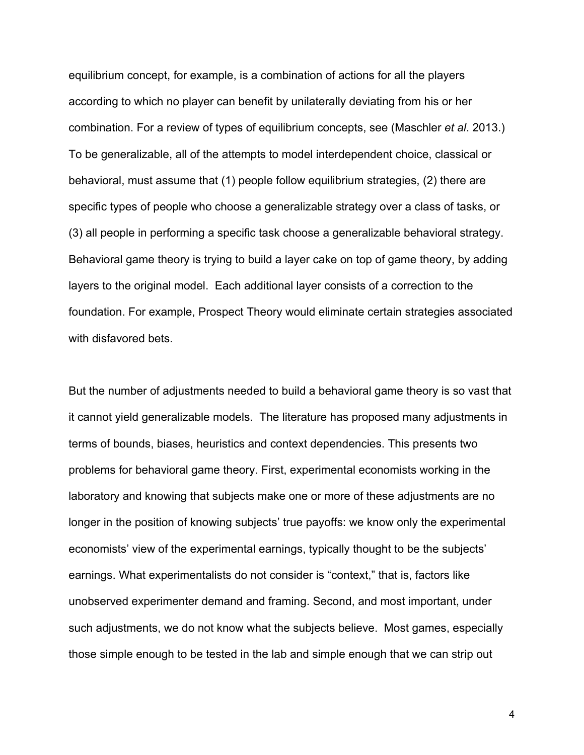equilibrium concept, for example, is a combination of actions for all the players according to which no player can benefit by unilaterally deviating from his or her combination. For a review of types of equilibrium concepts, see (Maschler *et al*. 2013.) To be generalizable, all of the attempts to model interdependent choice, classical or behavioral, must assume that (1) people follow equilibrium strategies, (2) there are specific types of people who choose a generalizable strategy over a class of tasks, or (3) all people in performing a specific task choose a generalizable behavioral strategy. Behavioral game theory is trying to build a layer cake on top of game theory, by adding layers to the original model. Each additional layer consists of a correction to the foundation. For example, Prospect Theory would eliminate certain strategies associated with disfavored bets.

But the number of adjustments needed to build a behavioral game theory is so vast that it cannot yield generalizable models. The literature has proposed many adjustments in terms of bounds, biases, heuristics and context dependencies. This presents two problems for behavioral game theory. First, experimental economists working in the laboratory and knowing that subjects make one or more of these adjustments are no longer in the position of knowing subjects' true payoffs: we know only the experimental economists' view of the experimental earnings, typically thought to be the subjects' earnings. What experimentalists do not consider is "context," that is, factors like unobserved experimenter demand and framing. Second, and most important, under such adjustments, we do not know what the subjects believe. Most games, especially those simple enough to be tested in the lab and simple enough that we can strip out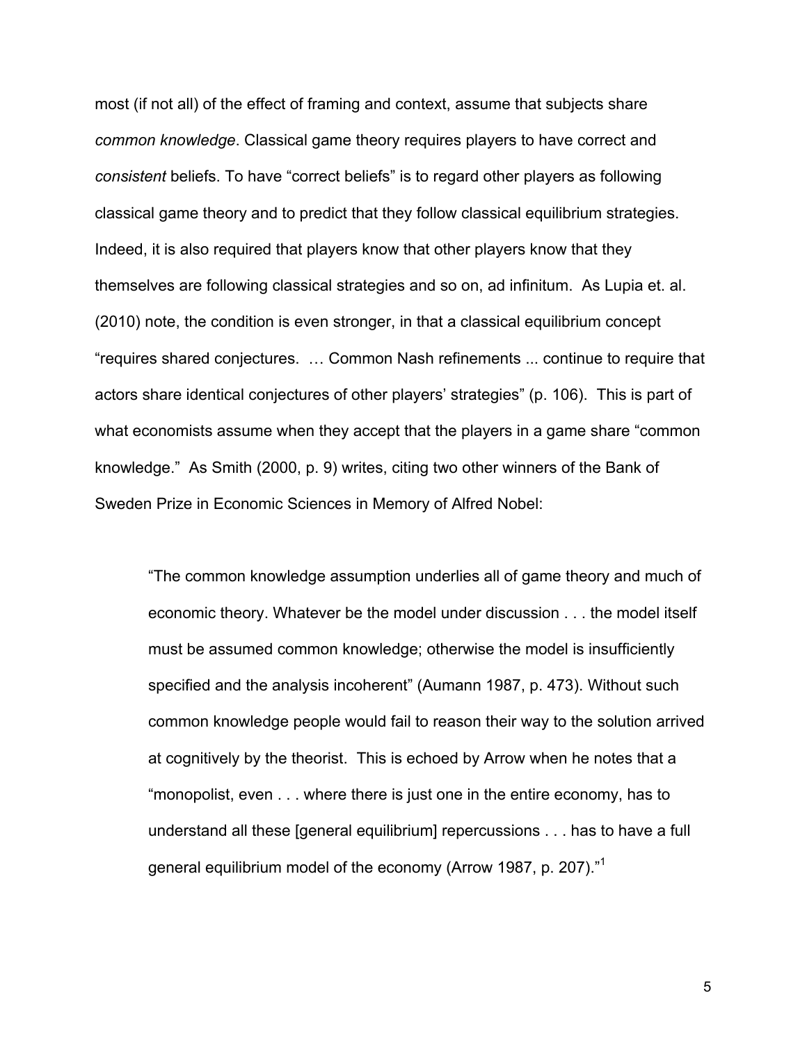most (if not all) of the effect of framing and context, assume that subjects share *common knowledge*. Classical game theory requires players to have correct and *consistent* beliefs. To have "correct beliefs" is to regard other players as following classical game theory and to predict that they follow classical equilibrium strategies. Indeed, it is also required that players know that other players know that they themselves are following classical strategies and so on, ad infinitum. As Lupia et. al. (2010) note, the condition is even stronger, in that a classical equilibrium concept "requires shared conjectures. … Common Nash refinements ... continue to require that actors share identical conjectures of other players' strategies" (p. 106). This is part of what economists assume when they accept that the players in a game share "common knowledge." As Smith (2000, p. 9) writes, citing two other winners of the Bank of Sweden Prize in Economic Sciences in Memory of Alfred Nobel:

> "The common knowledge assumption underlies all of game theory and much of economic theory. Whatever be the model under discussion . . . the model itself must be assumed common knowledge; otherwise the model is insufficiently specified and the analysis incoherent" (Aumann 1987, p. 473). Without such common knowledge people would fail to reason their way to the solution arrived at cognitively by the theorist. This is echoed by Arrow when he notes that a "monopolist, even . . . where there is just one in the entire economy, has to understand all these [general equilibrium] repercussions . . . has to have a full general equilibrium model of the economy (Arrow 1987, p. 207)."[1]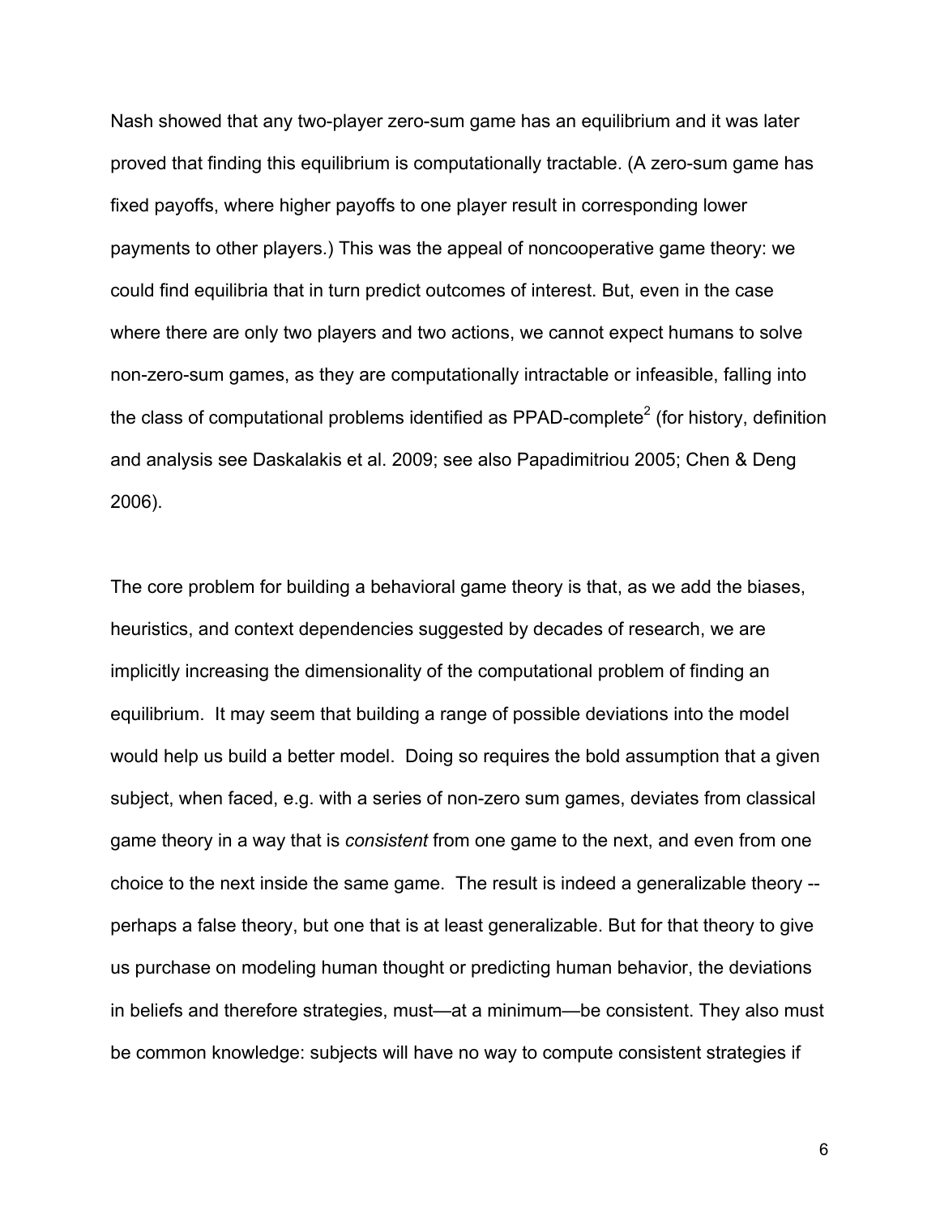Nash showed that any two-player zero-sum game has an equilibrium and it was later proved that finding this equilibrium is computationally tractable. (A zero-sum game has fixed payoffs, where higher payoffs to one player result in corresponding lower payments to other players.) This was the appeal of noncooperative game theory: we could find equilibria that in turn predict outcomes of interest. But, even in the case where there are only two players and two actions, we cannot expect humans to solve non-zero-sum games, as they are computationally intractable or infeasible, falling into the class of computational problems identified as PPAD-complete[2] (for history, definition and analysis see Daskalakis et al. 2009; see also Papadimitriou 2005; Chen & Deng 2006).

The core problem for building a behavioral game theory is that, as we add the biases, heuristics, and context dependencies suggested by decades of research, we are implicitly increasing the dimensionality of the computational problem of finding an equilibrium. It may seem that building a range of possible deviations into the model would help us build a better model. Doing so requires the bold assumption that a given subject, when faced, e.g. with a series of non-zero sum games, deviates from classical game theory in a way that is *consistent* from one game to the next, and even from one choice to the next inside the same game. The result is indeed a generalizable theory -- perhaps a false theory, but one that is at least generalizable. But for that theory to give us purchase on modeling human thought or predicting human behavior, the deviations in beliefs and therefore strategies, must—at a minimum—be consistent. They also must be common knowledge: subjects will have no way to compute consistent strategies if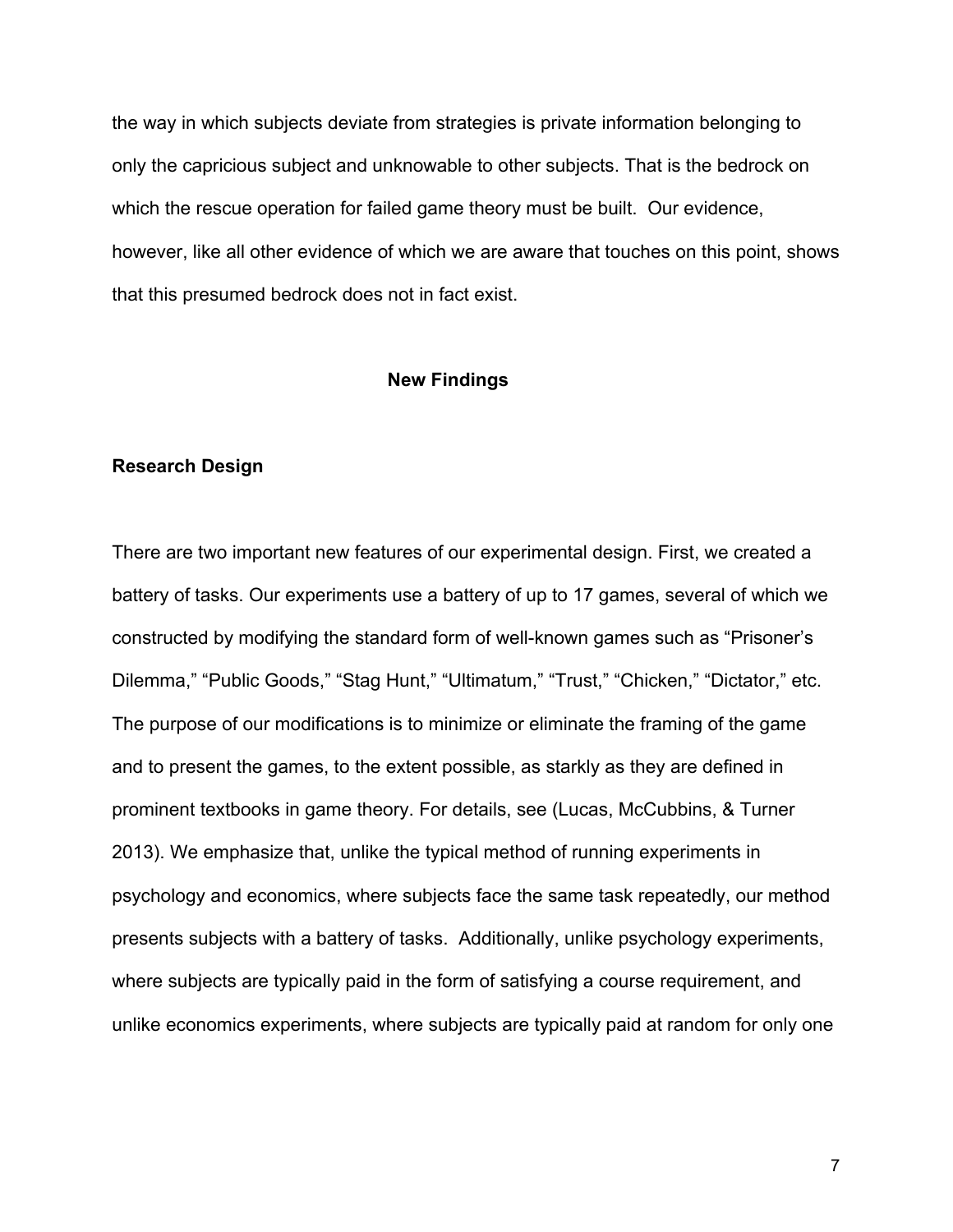the way in which subjects deviate from strategies is private information belonging to only the capricious subject and unknowable to other subjects. That is the bedrock on which the rescue operation for failed game theory must be built. Our evidence, however, like all other evidence of which we are aware that touches on this point, shows that this presumed bedrock does not in fact exist.

## New Findings

### Research Design

There are two important new features of our experimental design. First, we created a battery of tasks. Our experiments use a battery of up to 17 games, several of which we constructed by modifying the standard form of well-known games such as "Prisoner's Dilemma," "Public Goods," "Stag Hunt," "Ultimatum," "Trust," "Chicken," "Dictator," etc. The purpose of our modifications is to minimize or eliminate the framing of the game and to present the games, to the extent possible, as starkly as they are defined in prominent textbooks in game theory. For details, see (Lucas, McCubbins, & Turner 2013). We emphasize that, unlike the typical method of running experiments in psychology and economics, where subjects face the same task repeatedly, our method presents subjects with a battery of tasks. Additionally, unlike psychology experiments, where subjects are typically paid in the form of satisfying a course requirement, and unlike economics experiments, where subjects are typically paid at random for only one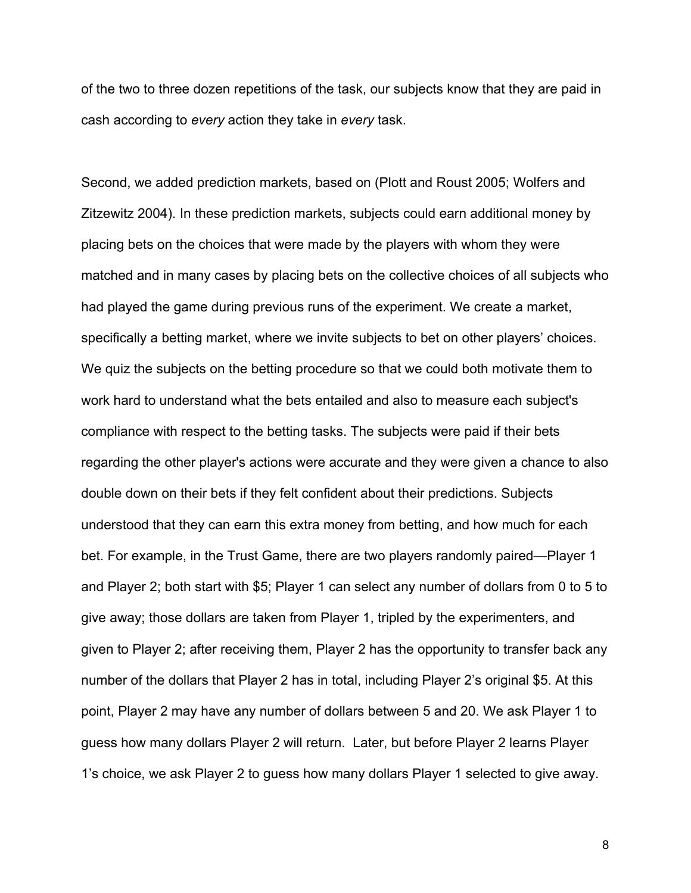of the two to three dozen repetitions of the task, our subjects know that they are paid in cash according to *every* action they take in *every* task.

Second, we added prediction markets, based on (Plott and Roust 2005; Wolfers and Zitzewitz 2004). In these prediction markets, subjects could earn additional money by placing bets on the choices that were made by the players with whom they were matched and in many cases by placing bets on the collective choices of all subjects who had played the game during previous runs of the experiment. We create a market, specifically a betting market, where we invite subjects to bet on other players' choices. We quiz the subjects on the betting procedure so that we could both motivate them to work hard to understand what the bets entailed and also to measure each subject's compliance with respect to the betting tasks. The subjects were paid if their bets regarding the other player's actions were accurate and they were given a chance to also double down on their bets if they felt confident about their predictions. Subjects understood that they can earn this extra money from betting, and how much for each bet. For example, in the Trust Game, there are two players randomly paired—Player 1 and Player 2; both start with $5; Player 1 can select any number of dollars from 0 to 5 to give away; those dollars are taken from Player 1, tripled by the experimenters, and given to Player 2; after receiving them, Player 2 has the opportunity to transfer back any number of the dollars that Player 2 has in total, including Player 2's original $5. At this point, Player 2 may have any number of dollars between 5 and 20. We ask Player 1 to guess how many dollars Player 2 will return. Later, but before Player 2 learns Player 1's choice, we ask Player 2 to guess how many dollars Player 1 selected to give away.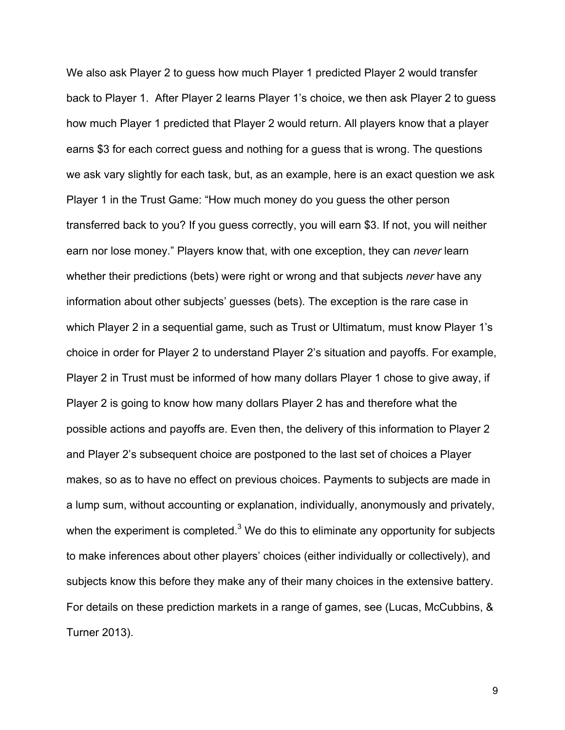We also ask Player 2 to guess how much Player 1 predicted Player 2 would transfer back to Player 1. After Player 2 learns Player 1's choice, we then ask Player 2 to guess how much Player 1 predicted that Player 2 would return. All players know that a player earns \$3 for each correct guess and nothing for a guess that is wrong. The questions we ask vary slightly for each task, but, as an example, here is an exact question we ask Player 1 in the Trust Game: "How much money do you guess the other person transferred back to you? If you guess correctly, you will earn \$3. If not, you will neither earn nor lose money." Players know that, with one exception, they can *never* learn whether their predictions (bets) were right or wrong and that subjects *never* have any information about other subjects' guesses (bets). The exception is the rare case in which Player 2 in a sequential game, such as Trust or Ultimatum, must know Player 1's choice in order for Player 2 to understand Player 2's situation and payoffs. For example, Player 2 in Trust must be informed of how many dollars Player 1 chose to give away, if Player 2 is going to know how many dollars Player 2 has and therefore what the possible actions and payoffs are. Even then, the delivery of this information to Player 2 and Player 2's subsequent choice are postponed to the last set of choices a Player makes, so as to have no effect on previous choices. Payments to subjects are made in a lump sum, without accounting or explanation, individually, anonymously and privately, when the experiment is completed.[3] We do this to eliminate any opportunity for subjects to make inferences about other players' choices (either individually or collectively), and subjects know this before they make any of their many choices in the extensive battery. For details on these prediction markets in a range of games, see (Lucas, McCubbins, & Turner 2013).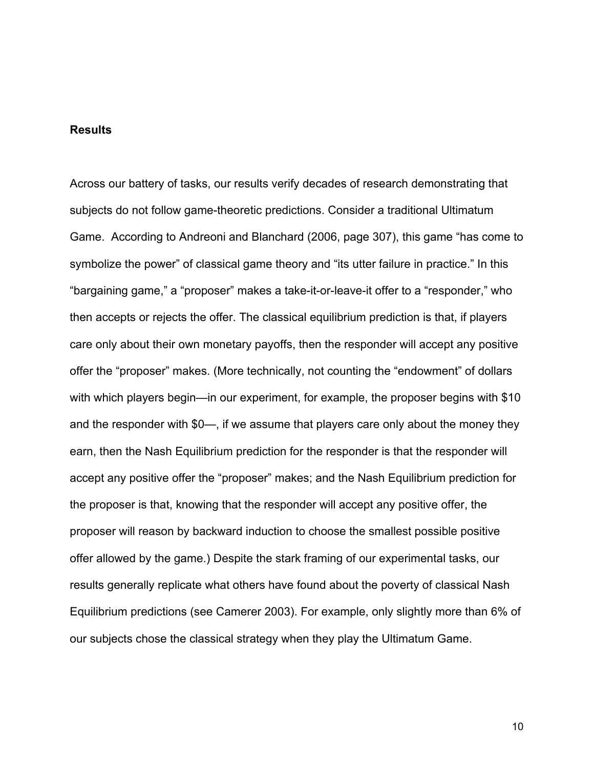## Results

Across our battery of tasks, our results verify decades of research demonstrating that subjects do not follow game-theoretic predictions. Consider a traditional Ultimatum Game. According to Andreoni and Blanchard (2006, page 307), this game "has come to symbolize the power" of classical game theory and "its utter failure in practice." In this "bargaining game," a "proposer" makes a take-it-or-leave-it offer to a "responder," who then accepts or rejects the offer. The classical equilibrium prediction is that, if players care only about their own monetary payoffs, then the responder will accept any positive offer the "proposer" makes. (More technically, not counting the "endowment" of dollars with which players begin—in our experiment, for example, the proposer begins with $10 and the responder with $0—, if we assume that players care only about the money they earn, then the Nash Equilibrium prediction for the responder is that the responder will accept any positive offer the "proposer" makes; and the Nash Equilibrium prediction for the proposer is that, knowing that the responder will accept any positive offer, the proposer will reason by backward induction to choose the smallest possible positive offer allowed by the game.) Despite the stark framing of our experimental tasks, our results generally replicate what others have found about the poverty of classical Nash Equilibrium predictions (see Camerer 2003). For example, only slightly more than 6% of our subjects chose the classical strategy when they play the Ultimatum Game.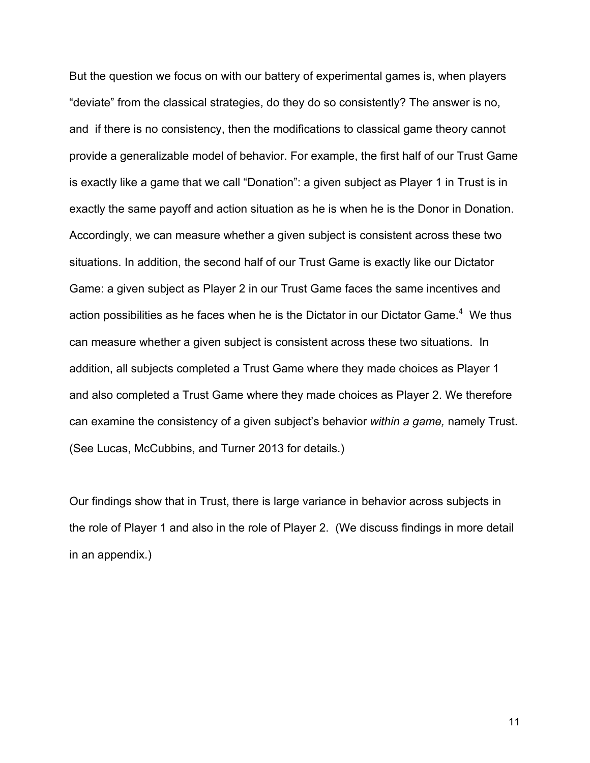But the question we focus on with our battery of experimental games is, when players "deviate" from the classical strategies, do they do so consistently? The answer is no, and if there is no consistency, then the modifications to classical game theory cannot provide a generalizable model of behavior. For example, the first half of our Trust Game is exactly like a game that we call "Donation": a given subject as Player 1 in Trust is in exactly the same payoff and action situation as he is when he is the Donor in Donation. Accordingly, we can measure whether a given subject is consistent across these two situations. In addition, the second half of our Trust Game is exactly like our Dictator Game: a given subject as Player 2 in our Trust Game faces the same incentives and action possibilities as he faces when he is the Dictator in our Dictator Game.[4] We thus can measure whether a given subject is consistent across these two situations. In addition, all subjects completed a Trust Game where they made choices as Player 1 and also completed a Trust Game where they made choices as Player 2. We therefore can examine the consistency of a given subject's behavior *within a game,* namely Trust. (See Lucas, McCubbins, and Turner 2013 for details.)

Our findings show that in Trust, there is large variance in behavior across subjects in the role of Player 1 and also in the role of Player 2. (We discuss findings in more detail in an appendix.)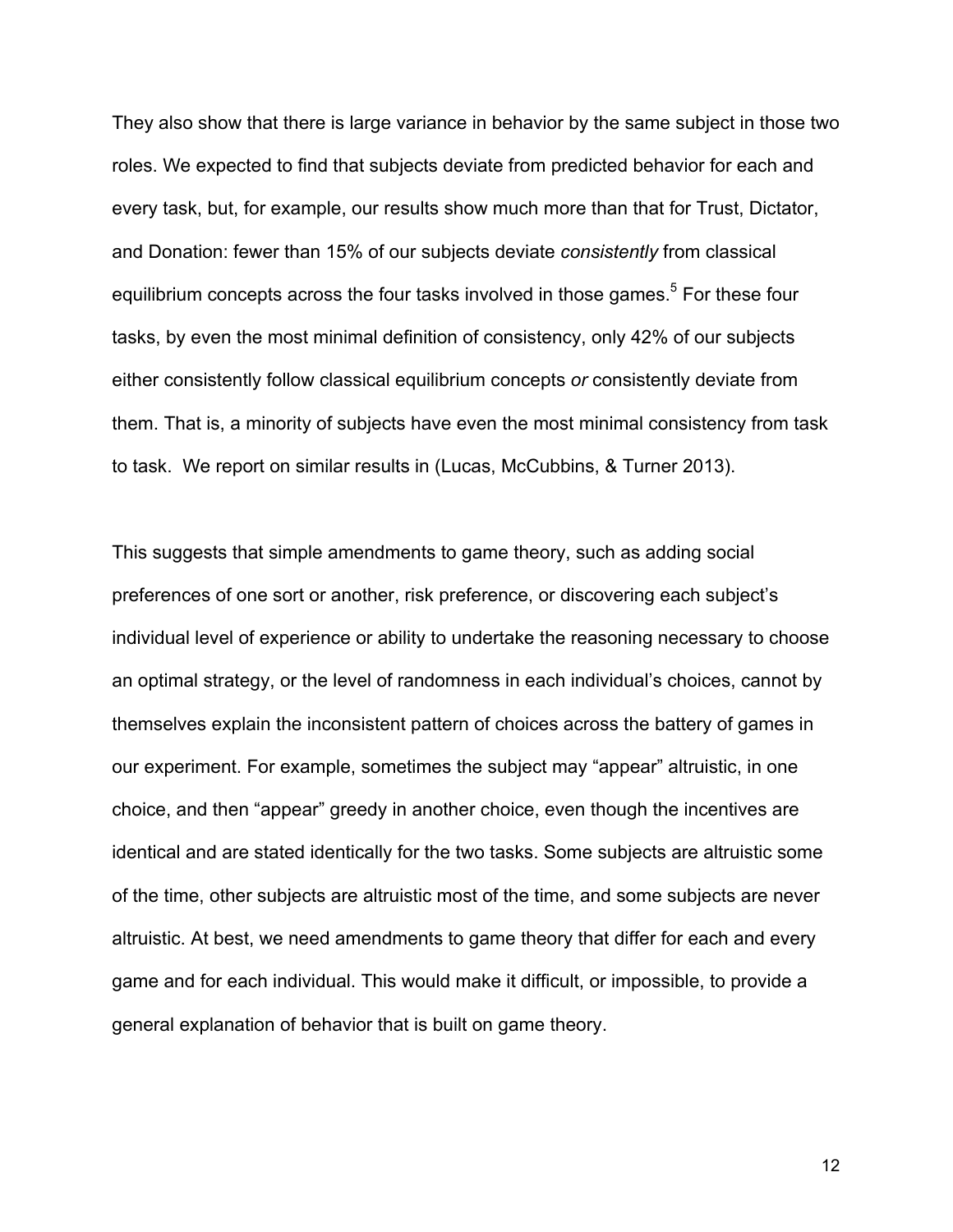They also show that there is large variance in behavior by the same subject in those two roles. We expected to find that subjects deviate from predicted behavior for each and every task, but, for example, our results show much more than that for Trust, Dictator, and Donation: fewer than 15% of our subjects deviate *consistently* from classical equilibrium concepts across the four tasks involved in those games.[5] For these four tasks, by even the most minimal definition of consistency, only 42% of our subjects either consistently follow classical equilibrium concepts *or* consistently deviate from them. That is, a minority of subjects have even the most minimal consistency from task to task. We report on similar results in (Lucas, McCubbins, & Turner 2013).

This suggests that simple amendments to game theory, such as adding social preferences of one sort or another, risk preference, or discovering each subject's individual level of experience or ability to undertake the reasoning necessary to choose an optimal strategy, or the level of randomness in each individual's choices, cannot by themselves explain the inconsistent pattern of choices across the battery of games in our experiment. For example, sometimes the subject may "appear" altruistic, in one choice, and then "appear" greedy in another choice, even though the incentives are identical and are stated identically for the two tasks. Some subjects are altruistic some of the time, other subjects are altruistic most of the time, and some subjects are never altruistic. At best, we need amendments to game theory that differ for each and every game and for each individual. This would make it difficult, or impossible, to provide a general explanation of behavior that is built on game theory.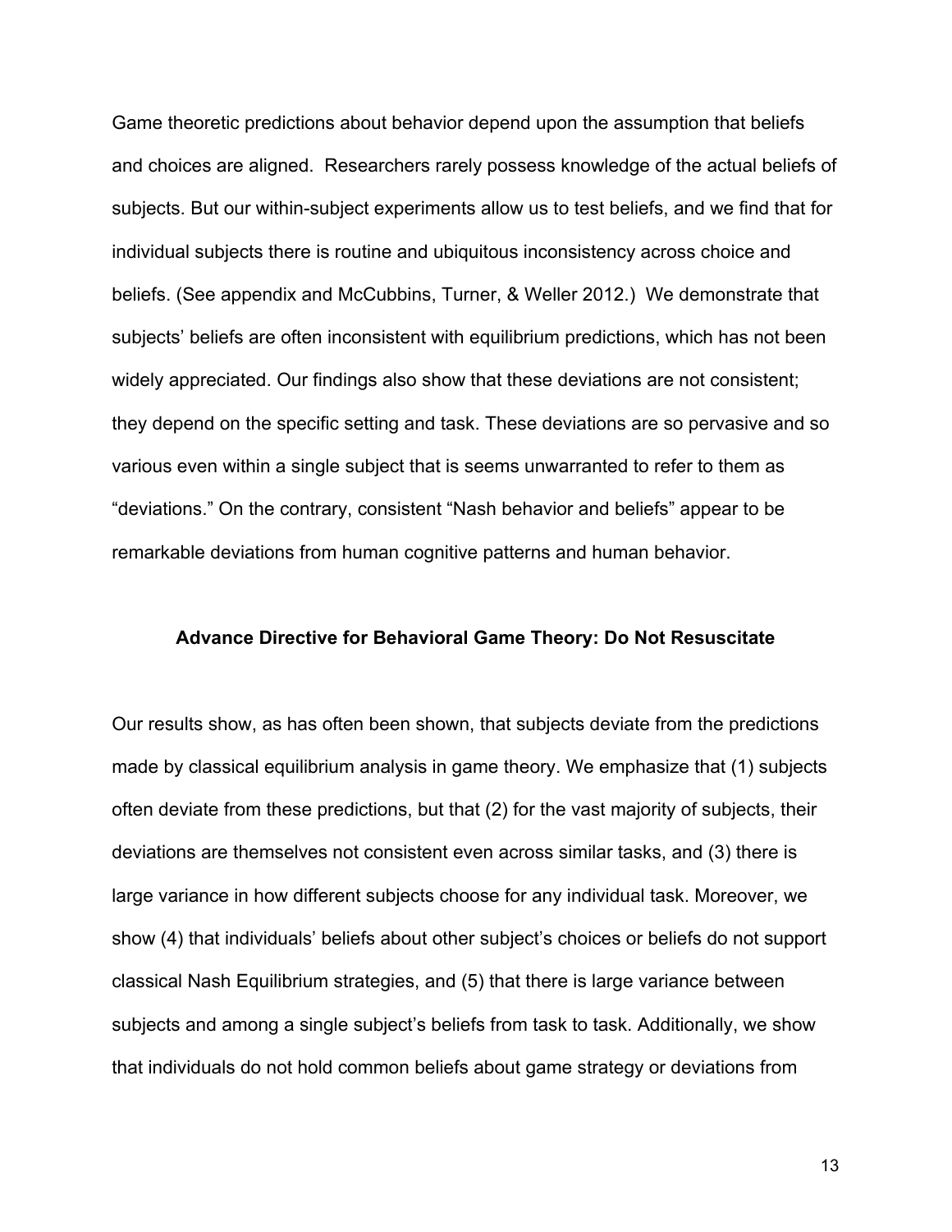Game theoretic predictions about behavior depend upon the assumption that beliefs and choices are aligned. Researchers rarely possess knowledge of the actual beliefs of subjects. But our within-subject experiments allow us to test beliefs, and we find that for individual subjects there is routine and ubiquitous inconsistency across choice and beliefs. (See appendix and McCubbins, Turner, & Weller 2012.) We demonstrate that subjects' beliefs are often inconsistent with equilibrium predictions, which has not been widely appreciated. Our findings also show that these deviations are not consistent; they depend on the specific setting and task. These deviations are so pervasive and so various even within a single subject that is seems unwarranted to refer to them as "deviations." On the contrary, consistent "Nash behavior and beliefs" appear to be remarkable deviations from human cognitive patterns and human behavior.

## Advance Directive for Behavioral Game Theory: Do Not Resuscitate

Our results show, as has often been shown, that subjects deviate from the predictions made by classical equilibrium analysis in game theory. We emphasize that (1) subjects often deviate from these predictions, but that (2) for the vast majority of subjects, their deviations are themselves not consistent even across similar tasks, and (3) there is large variance in how different subjects choose for any individual task. Moreover, we show (4) that individuals' beliefs about other subject's choices or beliefs do not support classical Nash Equilibrium strategies, and (5) that there is large variance between subjects and among a single subject's beliefs from task to task. Additionally, we show that individuals do not hold common beliefs about game strategy or deviations from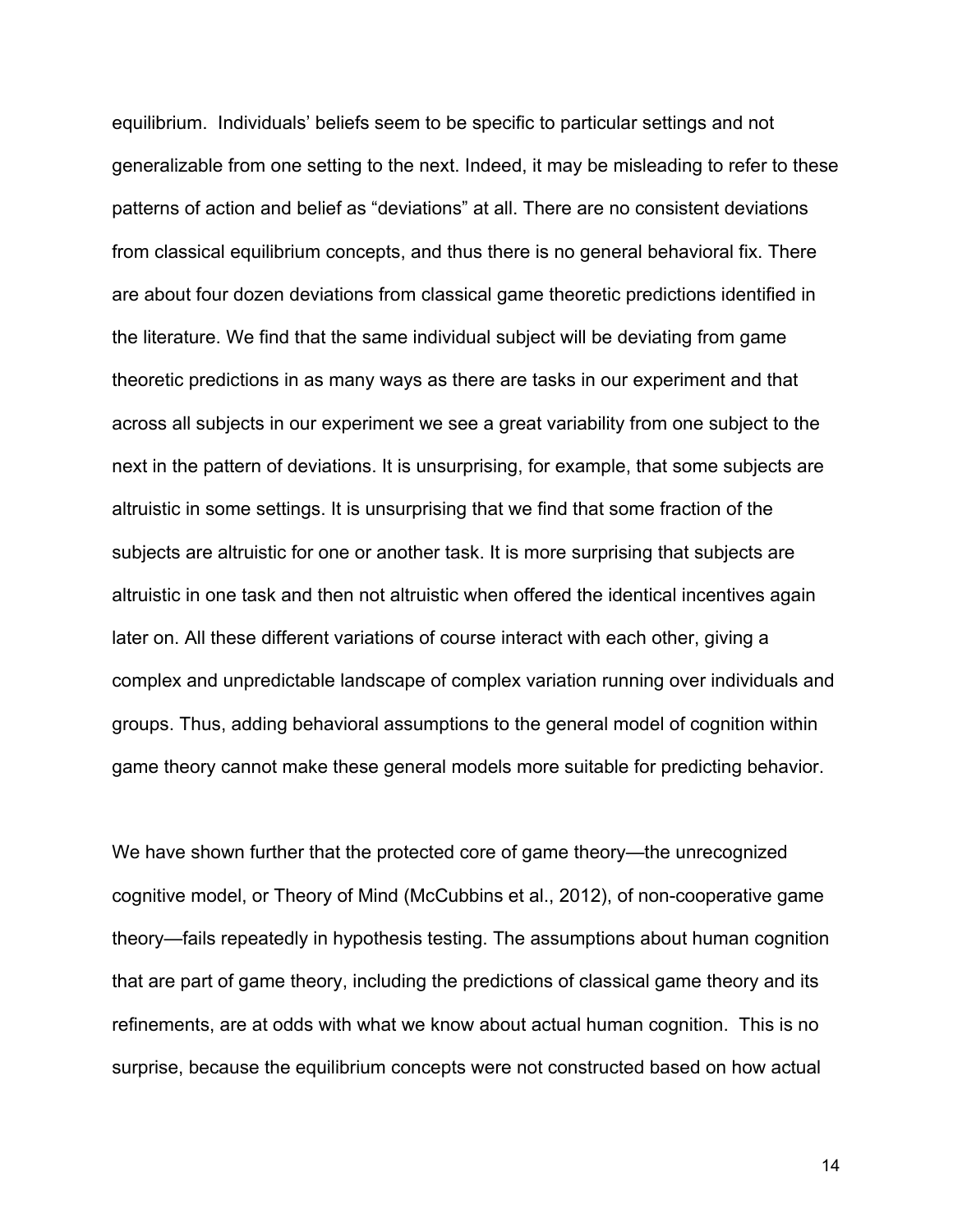equilibrium. Individuals' beliefs seem to be specific to particular settings and not generalizable from one setting to the next. Indeed, it may be misleading to refer to these patterns of action and belief as "deviations" at all. There are no consistent deviations from classical equilibrium concepts, and thus there is no general behavioral fix. There are about four dozen deviations from classical game theoretic predictions identified in the literature. We find that the same individual subject will be deviating from game theoretic predictions in as many ways as there are tasks in our experiment and that across all subjects in our experiment we see a great variability from one subject to the next in the pattern of deviations. It is unsurprising, for example, that some subjects are altruistic in some settings. It is unsurprising that we find that some fraction of the subjects are altruistic for one or another task. It is more surprising that subjects are altruistic in one task and then not altruistic when offered the identical incentives again later on. All these different variations of course interact with each other, giving a complex and unpredictable landscape of complex variation running over individuals and groups. Thus, adding behavioral assumptions to the general model of cognition within game theory cannot make these general models more suitable for predicting behavior.

We have shown further that the protected core of game theory—the unrecognized cognitive model, or Theory of Mind (McCubbins et al., 2012), of non-cooperative game theory—fails repeatedly in hypothesis testing. The assumptions about human cognition that are part of game theory, including the predictions of classical game theory and its refinements, are at odds with what we know about actual human cognition. This is no surprise, because the equilibrium concepts were not constructed based on how actual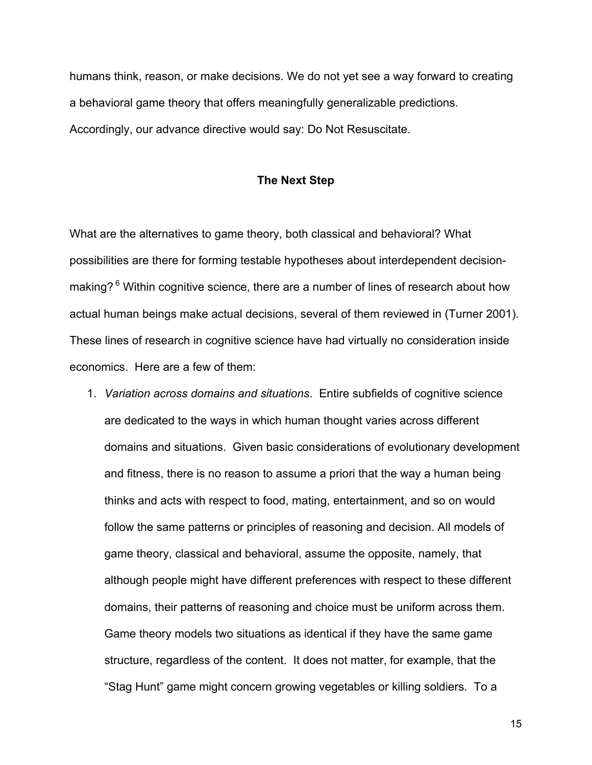humans think, reason, or make decisions. We do not yet see a way forward to creating a behavioral game theory that offers meaningfully generalizable predictions. Accordingly, our advance directive would say: Do Not Resuscitate.

## The Next Step

What are the alternatives to game theory, both classical and behavioral? What possibilities are there for forming testable hypotheses about interdependent decision-making? [6] Within cognitive science, there are a number of lines of research about how actual human beings make actual decisions, several of them reviewed in (Turner 2001). These lines of research in cognitive science have had virtually no consideration inside economics. Here are a few of them:

1. *Variation across domains and situations*. Entire subfields of cognitive science are dedicated to the ways in which human thought varies across different domains and situations. Given basic considerations of evolutionary development and fitness, there is no reason to assume a priori that the way a human being thinks and acts with respect to food, mating, entertainment, and so on would follow the same patterns or principles of reasoning and decision. All models of game theory, classical and behavioral, assume the opposite, namely, that although people might have different preferences with respect to these different domains, their patterns of reasoning and choice must be uniform across them. Game theory models two situations as identical if they have the same game structure, regardless of the content. It does not matter, for example, that the "Stag Hunt" game might concern growing vegetables or killing soldiers. To a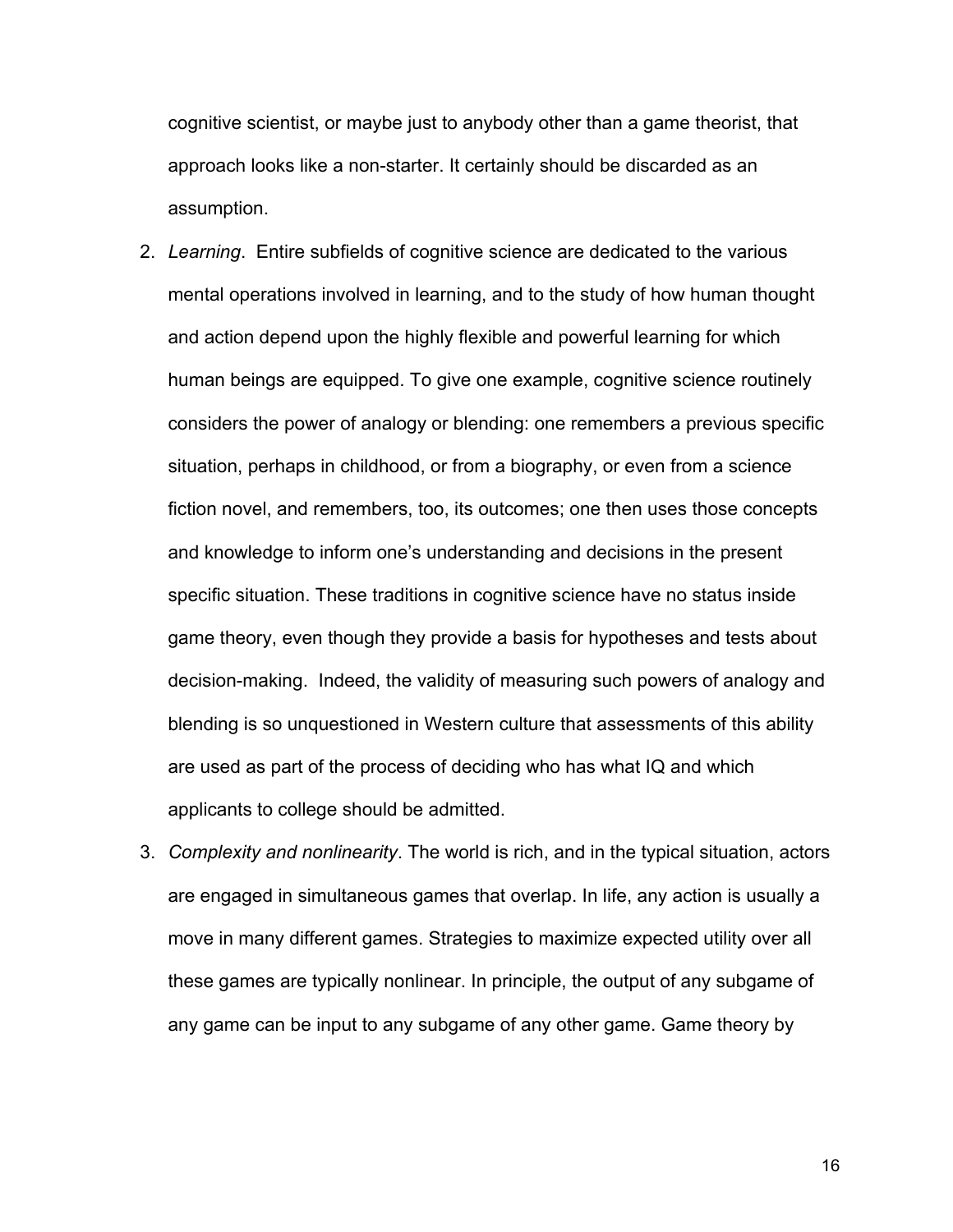cognitive scientist, or maybe just to anybody other than a game theorist, that approach looks like a non-starter. It certainly should be discarded as an assumption.

2. *Learning*. Entire subfields of cognitive science are dedicated to the various mental operations involved in learning, and to the study of how human thought and action depend upon the highly flexible and powerful learning for which human beings are equipped. To give one example, cognitive science routinely considers the power of analogy or blending: one remembers a previous specific situation, perhaps in childhood, or from a biography, or even from a science fiction novel, and remembers, too, its outcomes; one then uses those concepts and knowledge to inform one's understanding and decisions in the present specific situation. These traditions in cognitive science have no status inside game theory, even though they provide a basis for hypotheses and tests about decision-making. Indeed, the validity of measuring such powers of analogy and blending is so unquestioned in Western culture that assessments of this ability are used as part of the process of deciding who has what IQ and which applicants to college should be admitted.
3. *Complexity and nonlinearity*. The world is rich, and in the typical situation, actors are engaged in simultaneous games that overlap. In life, any action is usually a move in many different games. Strategies to maximize expected utility over all these games are typically nonlinear. In principle, the output of any subgame of any game can be input to any subgame of any other game. Game theory by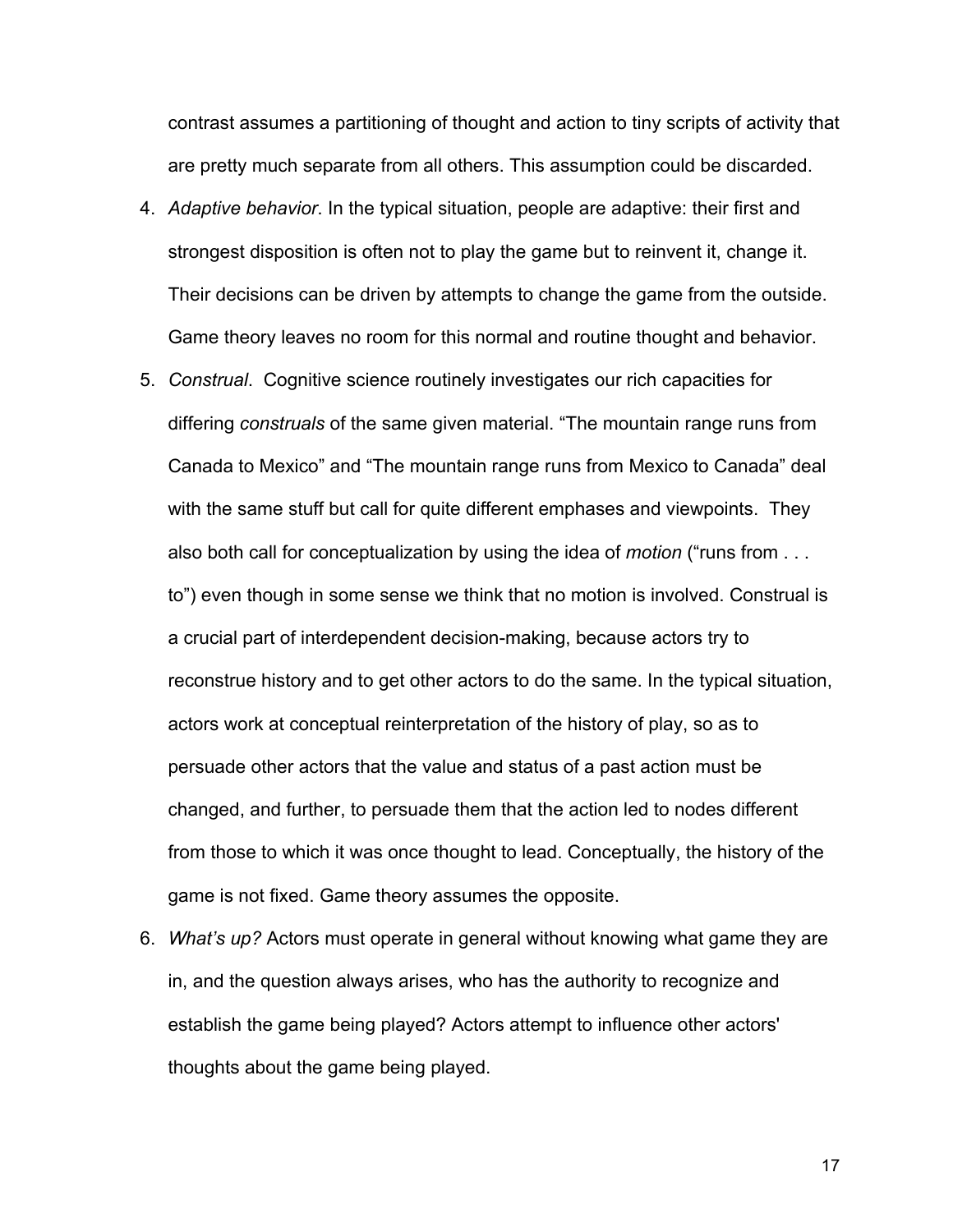contrast assumes a partitioning of thought and action to tiny scripts of activity that are pretty much separate from all others. This assumption could be discarded.

4. *Adaptive behavior*. In the typical situation, people are adaptive: their first and strongest disposition is often not to play the game but to reinvent it, change it. Their decisions can be driven by attempts to change the game from the outside. Game theory leaves no room for this normal and routine thought and behavior.
5. *Construal*. Cognitive science routinely investigates our rich capacities for differing *construals* of the same given material. "The mountain range runs from Canada to Mexico" and "The mountain range runs from Mexico to Canada" deal with the same stuff but call for quite different emphases and viewpoints. They also both call for conceptualization by using the idea of *motion* ("runs from . . . to") even though in some sense we think that no motion is involved. Construal is a crucial part of interdependent decision-making, because actors try to reconstrue history and to get other actors to do the same. In the typical situation, actors work at conceptual reinterpretation of the history of play, so as to persuade other actors that the value and status of a past action must be changed, and further, to persuade them that the action led to nodes different from those to which it was once thought to lead. Conceptually, the history of the game is not fixed. Game theory assumes the opposite.
6. *What's up?* Actors must operate in general without knowing what game they are in, and the question always arises, who has the authority to recognize and establish the game being played? Actors attempt to influence other actors' thoughts about the game being played.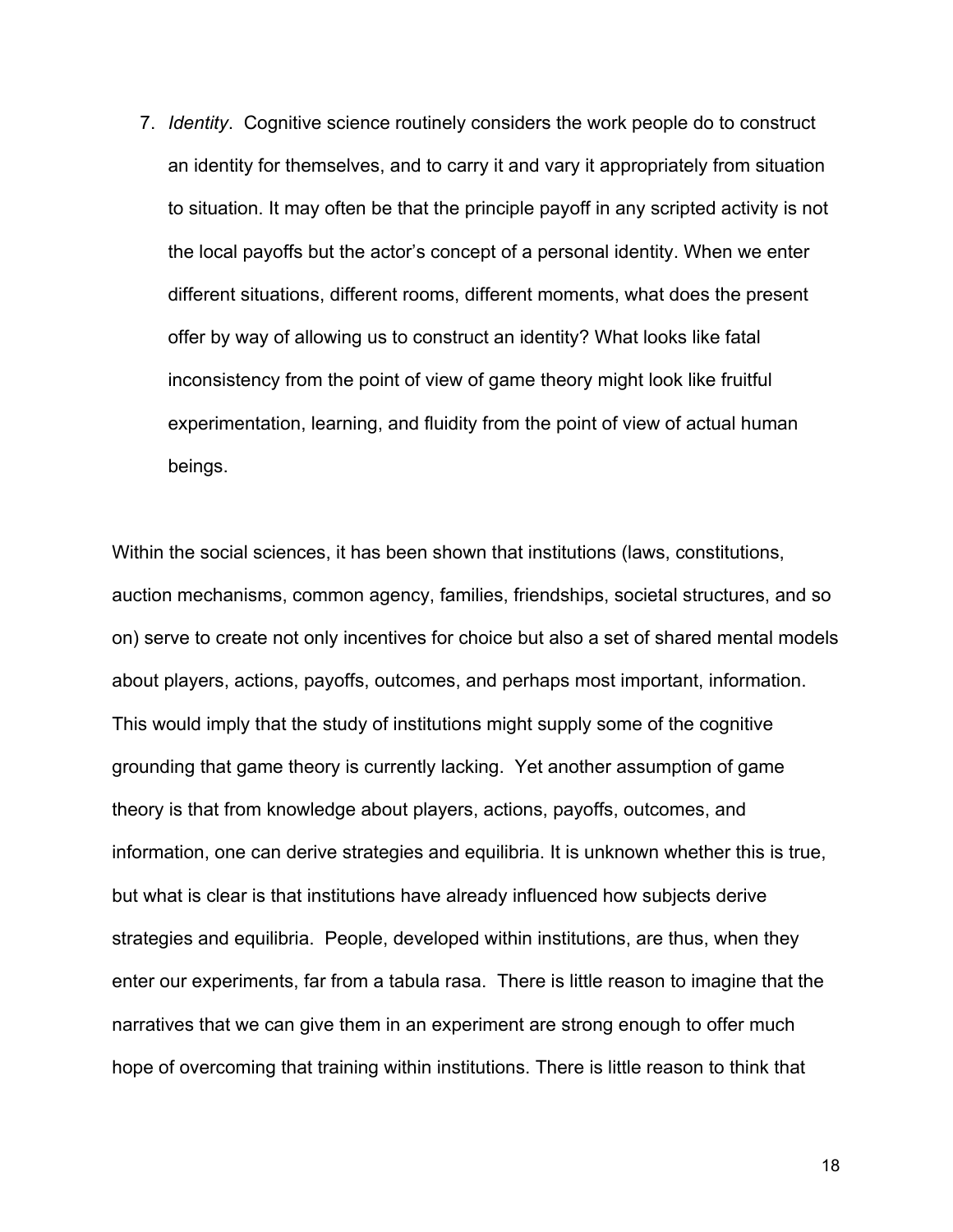7. *Identity*. Cognitive science routinely considers the work people do to construct an identity for themselves, and to carry it and vary it appropriately from situation to situation. It may often be that the principle payoff in any scripted activity is not the local payoffs but the actor's concept of a personal identity. When we enter different situations, different rooms, different moments, what does the present offer by way of allowing us to construct an identity? What looks like fatal inconsistency from the point of view of game theory might look like fruitful experimentation, learning, and fluidity from the point of view of actual human beings.

Within the social sciences, it has been shown that institutions (laws, constitutions, auction mechanisms, common agency, families, friendships, societal structures, and so on) serve to create not only incentives for choice but also a set of shared mental models about players, actions, payoffs, outcomes, and perhaps most important, information. This would imply that the study of institutions might supply some of the cognitive grounding that game theory is currently lacking. Yet another assumption of game theory is that from knowledge about players, actions, payoffs, outcomes, and information, one can derive strategies and equilibria. It is unknown whether this is true, but what is clear is that institutions have already influenced how subjects derive strategies and equilibria. People, developed within institutions, are thus, when they enter our experiments, far from a tabula rasa. There is little reason to imagine that the narratives that we can give them in an experiment are strong enough to offer much hope of overcoming that training within institutions. There is little reason to think that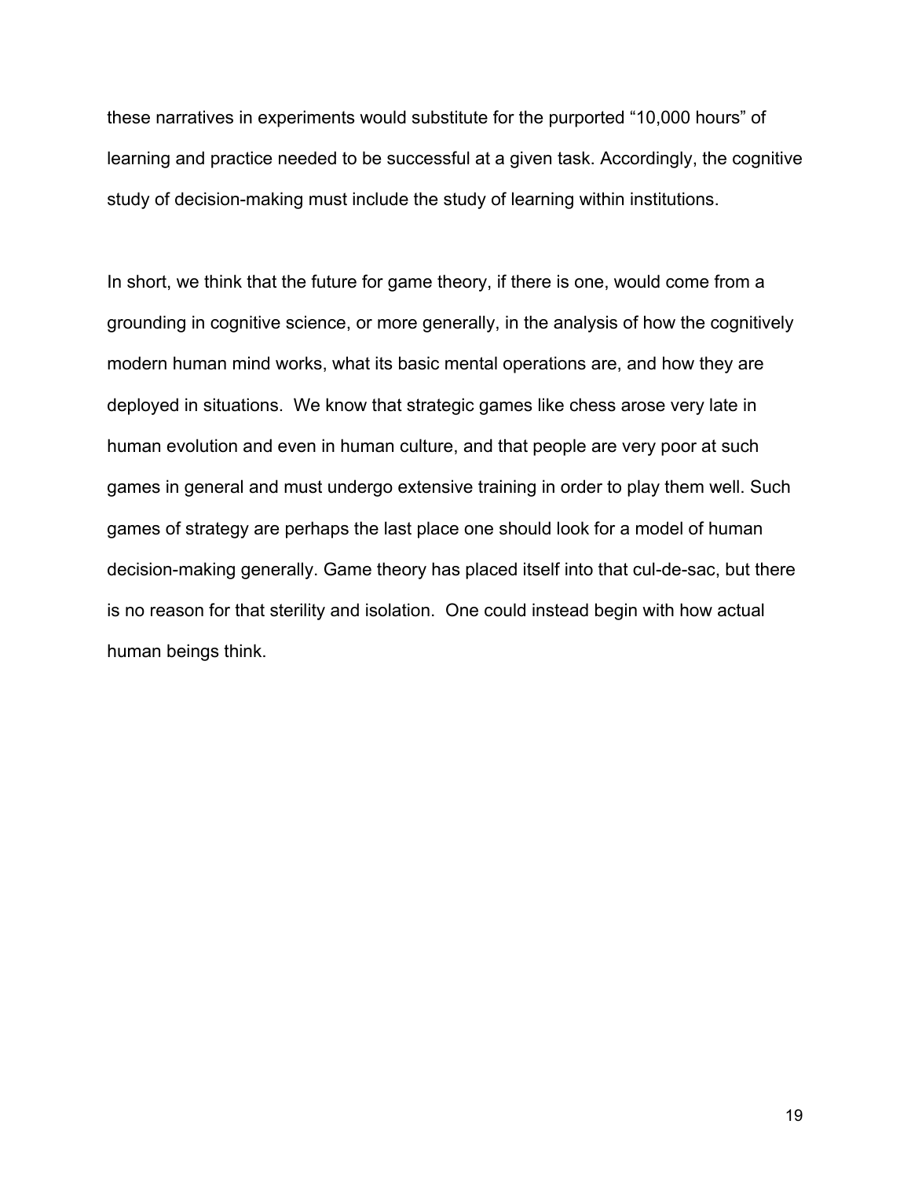these narratives in experiments would substitute for the purported "10,000 hours" of learning and practice needed to be successful at a given task. Accordingly, the cognitive study of decision-making must include the study of learning within institutions.

In short, we think that the future for game theory, if there is one, would come from a grounding in cognitive science, or more generally, in the analysis of how the cognitively modern human mind works, what its basic mental operations are, and how they are deployed in situations. We know that strategic games like chess arose very late in human evolution and even in human culture, and that people are very poor at such games in general and must undergo extensive training in order to play them well. Such games of strategy are perhaps the last place one should look for a model of human decision-making generally. Game theory has placed itself into that cul-de-sac, but there is no reason for that sterility and isolation. One could instead begin with how actual human beings think.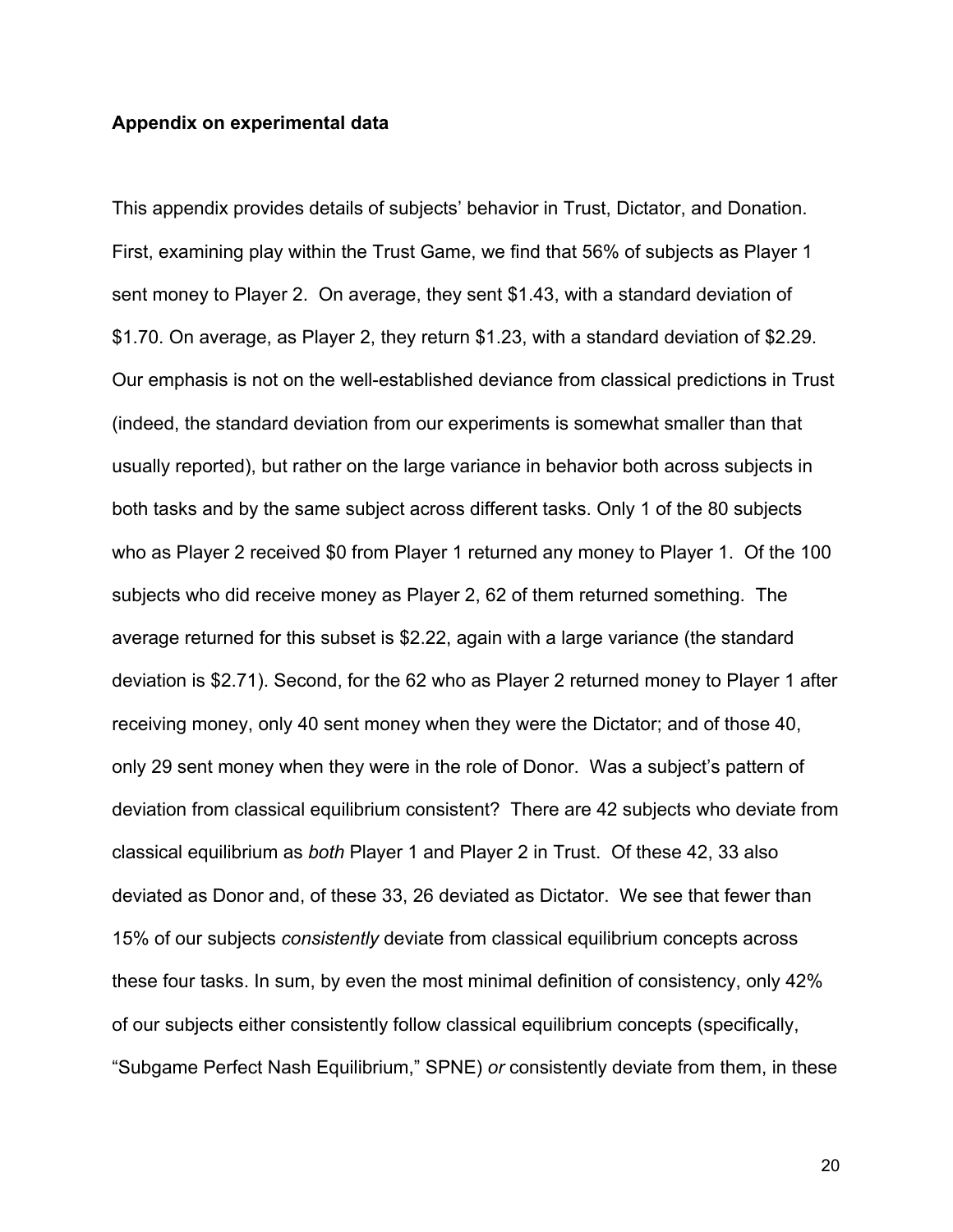**Appendix on experimental data**

This appendix provides details of subjects' behavior in Trust, Dictator, and Donation. First, examining play within the Trust Game, we find that 56% of subjects as Player 1 sent money to Player 2. On average, they sent \$1.43, with a standard deviation of \$1.70. On average, as Player 2, they return \$1.23, with a standard deviation of \$2.29. Our emphasis is not on the well-established deviance from classical predictions in Trust (indeed, the standard deviation from our experiments is somewhat smaller than that usually reported), but rather on the large variance in behavior both across subjects in both tasks and by the same subject across different tasks. Only 1 of the 80 subjects who as Player 2 received \$0 from Player 1 returned any money to Player 1. Of the 100 subjects who did receive money as Player 2, 62 of them returned something. The average returned for this subset is \$2.22, again with a large variance (the standard deviation is \$2.71). Second, for the 62 who as Player 2 returned money to Player 1 after receiving money, only 40 sent money when they were the Dictator; and of those 40, only 29 sent money when they were in the role of Donor. Was a subject's pattern of deviation from classical equilibrium consistent? There are 42 subjects who deviate from classical equilibrium as *both* Player 1 and Player 2 in Trust. Of these 42, 33 also deviated as Donor and, of these 33, 26 deviated as Dictator. We see that fewer than 15% of our subjects *consistently* deviate from classical equilibrium concepts across these four tasks. In sum, by even the most minimal definition of consistency, only 42% of our subjects either consistently follow classical equilibrium concepts (specifically, "Subgame Perfect Nash Equilibrium," SPNE) *or* consistently deviate from them, in these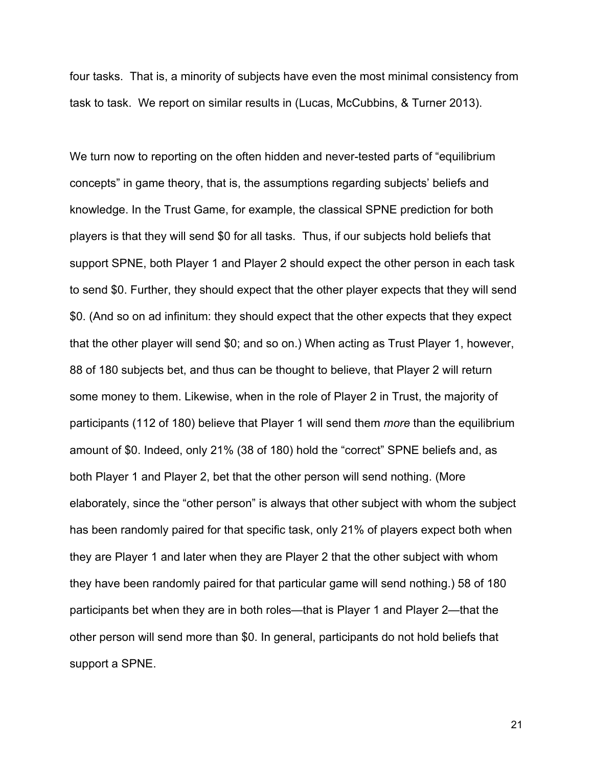four tasks. That is, a minority of subjects have even the most minimal consistency from task to task. We report on similar results in (Lucas, McCubbins, & Turner 2013).

We turn now to reporting on the often hidden and never-tested parts of "equilibrium concepts" in game theory, that is, the assumptions regarding subjects' beliefs and knowledge. In the Trust Game, for example, the classical SPNE prediction for both players is that they will send $0 for all tasks. Thus, if our subjects hold beliefs that support SPNE, both Player 1 and Player 2 should expect the other person in each task to send $0. Further, they should expect that the other player expects that they will send $0. (And so on ad infinitum: they should expect that the other expects that they expect that the other player will send $0; and so on.) When acting as Trust Player 1, however, 88 of 180 subjects bet, and thus can be thought to believe, that Player 2 will return some money to them. Likewise, when in the role of Player 2 in Trust, the majority of participants (112 of 180) believe that Player 1 will send them *more* than the equilibrium amount of $0. Indeed, only 21% (38 of 180) hold the "correct" SPNE beliefs and, as both Player 1 and Player 2, bet that the other person will send nothing. (More elaborately, since the "other person" is always that other subject with whom the subject has been randomly paired for that specific task, only 21% of players expect both when they are Player 1 and later when they are Player 2 that the other subject with whom they have been randomly paired for that particular game will send nothing.) 58 of 180 participants bet when they are in both roles—that is Player 1 and Player 2—that the other person will send more than $0. In general, participants do not hold beliefs that support a SPNE.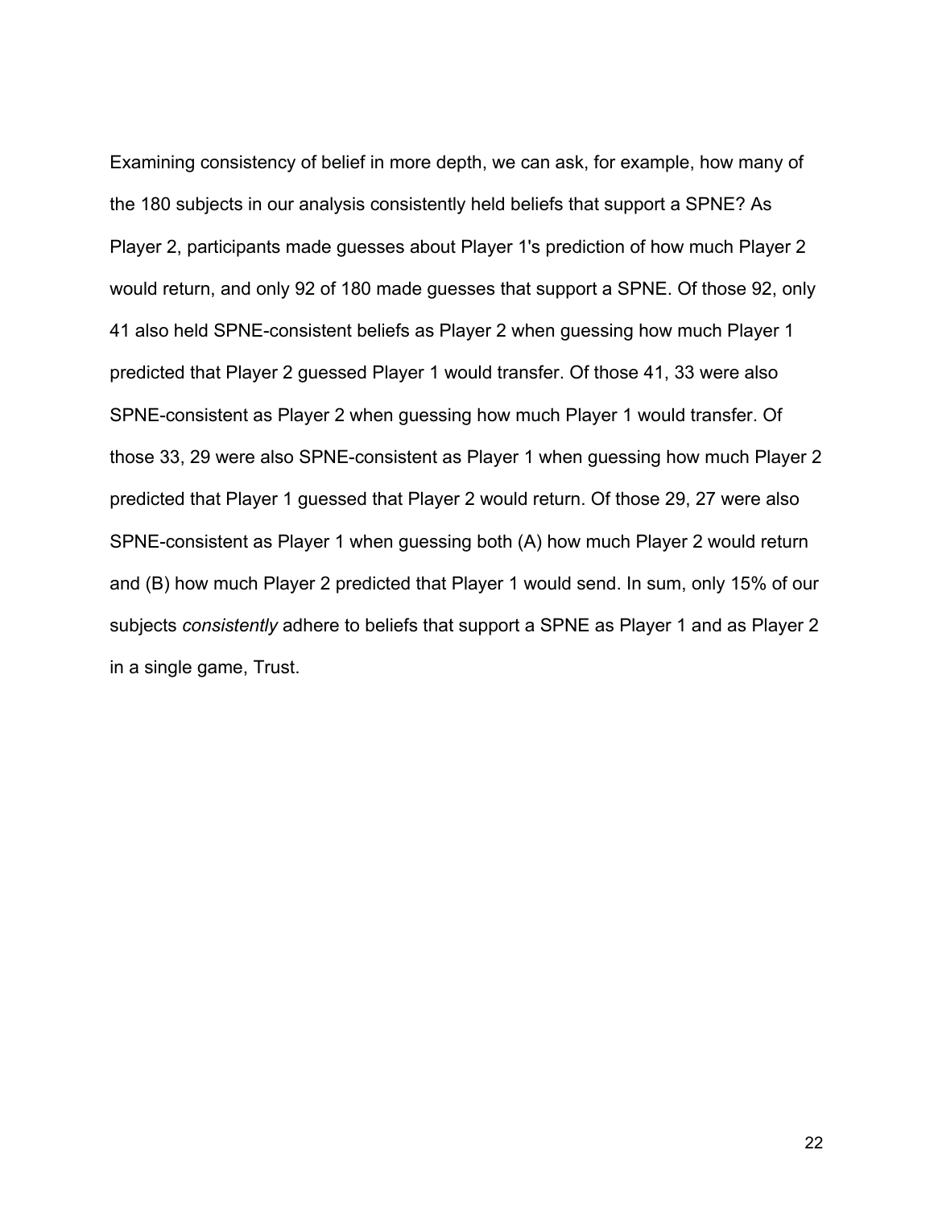Examining consistency of belief in more depth, we can ask, for example, how many of the 180 subjects in our analysis consistently held beliefs that support a SPNE? As Player 2, participants made guesses about Player 1's prediction of how much Player 2 would return, and only 92 of 180 made guesses that support a SPNE. Of those 92, only 41 also held SPNE-consistent beliefs as Player 2 when guessing how much Player 1 predicted that Player 2 guessed Player 1 would transfer. Of those 41, 33 were also SPNE-consistent as Player 2 when guessing how much Player 1 would transfer. Of those 33, 29 were also SPNE-consistent as Player 1 when guessing how much Player 2 predicted that Player 1 guessed that Player 2 would return. Of those 29, 27 were also SPNE-consistent as Player 1 when guessing both (A) how much Player 2 would return and (B) how much Player 2 predicted that Player 1 would send. In sum, only 15% of our subjects *consistently* adhere to beliefs that support a SPNE as Player 1 and as Player 2 in a single game, Trust.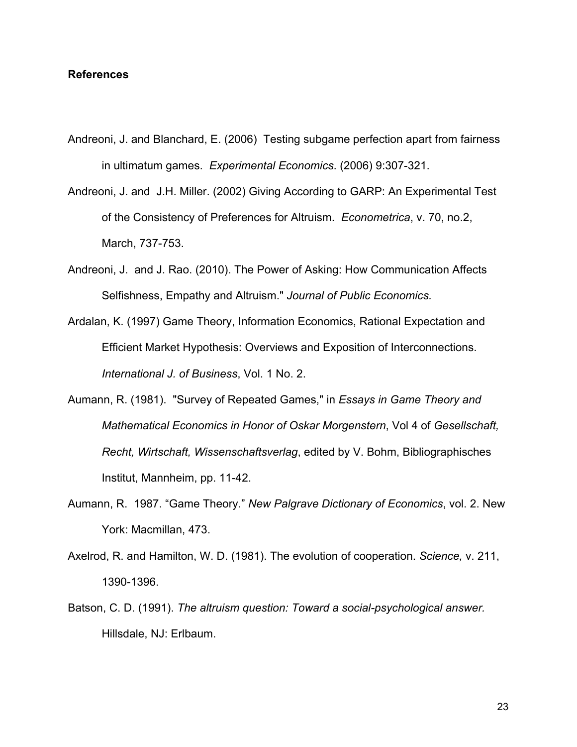**References**

Andreoni, J. and Blanchard, E. (2006) Testing subgame perfection apart from fairness in ultimatum games. *Experimental Economics*. (2006) 9:307-321.

Andreoni, J. and J.H. Miller. (2002) Giving According to GARP: An Experimental Test of the Consistency of Preferences for Altruism. *Econometrica*, v. 70, no.2, March, 737-753.

Andreoni, J. and J. Rao. (2010). The Power of Asking: How Communication Affects Selfishness, Empathy and Altruism." *Journal of Public Economics.*

Ardalan, K. (1997) Game Theory, Information Economics, Rational Expectation and Efficient Market Hypothesis: Overviews and Exposition of Interconnections. *International J. of Business*, Vol. 1 No. 2.

Aumann, R. (1981). "Survey of Repeated Games," in *Essays in Game Theory and Mathematical Economics in Honor of Oskar Morgenstern*, Vol 4 of *Gesellschaft, Recht, Wirtschaft, Wissenschaftsverlag*, edited by V. Bohm, Bibliographisches Institut, Mannheim, pp. 11-42.

Aumann, R. 1987. "Game Theory." *New Palgrave Dictionary of Economics*, vol. 2. New York: Macmillan, 473.

Axelrod, R. and Hamilton, W. D. (1981). The evolution of cooperation. *Science,* v. 211, 1390-1396.

Batson, C. D. (1991). *The altruism question: Toward a social-psychological answer.* Hillsdale, NJ: Erlbaum.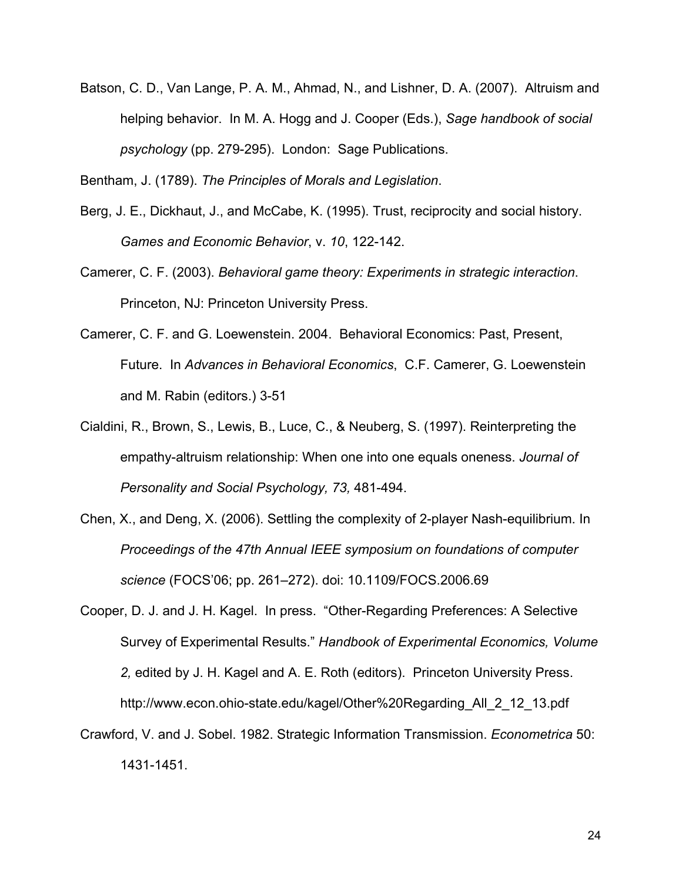Batson, C. D., Van Lange, P. A. M., Ahmad, N., and Lishner, D. A. (2007). Altruism and helping behavior. In M. A. Hogg and J. Cooper (Eds.), *Sage handbook of social psychology* (pp. 279-295). London: Sage Publications.

Bentham, J. (1789). *The Principles of Morals and Legislation*.

Berg, J. E., Dickhaut, J., and McCabe, K. (1995). Trust, reciprocity and social history. *Games and Economic Behavior*, v. *10*, 122-142.

Camerer, C. F. (2003). *Behavioral game theory: Experiments in strategic interaction*. Princeton, NJ: Princeton University Press.

Camerer, C. F. and G. Loewenstein. 2004. Behavioral Economics: Past, Present, Future. In *Advances in Behavioral Economics*, C.F. Camerer, G. Loewenstein and M. Rabin (editors.) 3-51

Cialdini, R., Brown, S., Lewis, B., Luce, C., & Neuberg, S. (1997). Reinterpreting the empathy-altruism relationship: When one into one equals oneness. *Journal of Personality and Social Psychology, 73,* 481-494.

Chen, X., and Deng, X. (2006). Settling the complexity of 2-player Nash-equilibrium. In *Proceedings of the 47th Annual IEEE symposium on foundations of computer science* (FOCS'06; pp. 261–272). doi: 10.1109/FOCS.2006.69

Cooper, D. J. and J. H. Kagel. In press. "Other-Regarding Preferences: A Selective Survey of Experimental Results." *Handbook of Experimental Economics, Volume 2,* edited by J. H. Kagel and A. E. Roth (editors). Princeton University Press. http://www.econ.ohio-state.edu/kagel/Other%20Regarding_All_2_12_13.pdf

Crawford, V. and J. Sobel. 1982. Strategic Information Transmission. *Econometrica* 50: 1431-1451.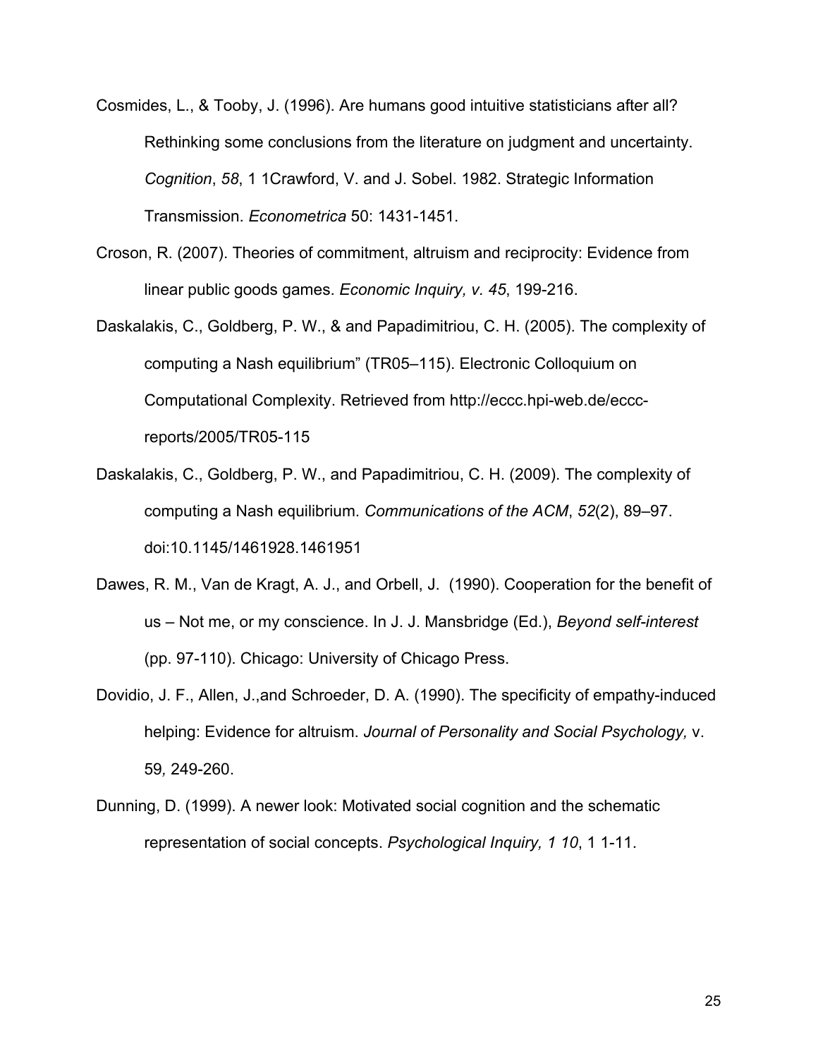Cosmides, L., & Tooby, J. (1996). Are humans good intuitive statisticians after all? Rethinking some conclusions from the literature on judgment and uncertainty. *Cognition*, *58*, 1 1Crawford, V. and J. Sobel. 1982. Strategic Information Transmission. *Econometrica* 50: 1431-1451.

Croson, R. (2007). Theories of commitment, altruism and reciprocity: Evidence from linear public goods games. *Economic Inquiry, v. 45*, 199-216.

Daskalakis, C., Goldberg, P. W., & and Papadimitriou, C. H. (2005). The complexity of computing a Nash equilibrium" (TR05–115). Electronic Colloquium on Computational Complexity. Retrieved from http://eccc.hpi-web.de/eccc-reports/2005/TR05-115

Daskalakis, C., Goldberg, P. W., and Papadimitriou, C. H. (2009). The complexity of computing a Nash equilibrium. *Communications of the ACM*, *52*(2), 89–97. doi:10.1145/1461928.1461951

Dawes, R. M., Van de Kragt, A. J., and Orbell, J. (1990). Cooperation for the benefit of us – Not me, or my conscience. In J. J. Mansbridge (Ed.), *Beyond self-interest* (pp. 97-110). Chicago: University of Chicago Press.

Dovidio, J. F., Allen, J.,and Schroeder, D. A. (1990). The specificity of empathy-induced helping: Evidence for altruism. *Journal of Personality and Social Psychology,* v. 59*,* 249-260.

Dunning, D. (1999). A newer look: Motivated social cognition and the schematic representation of social concepts. *Psychological Inquiry, 1 10*, 1 1-11.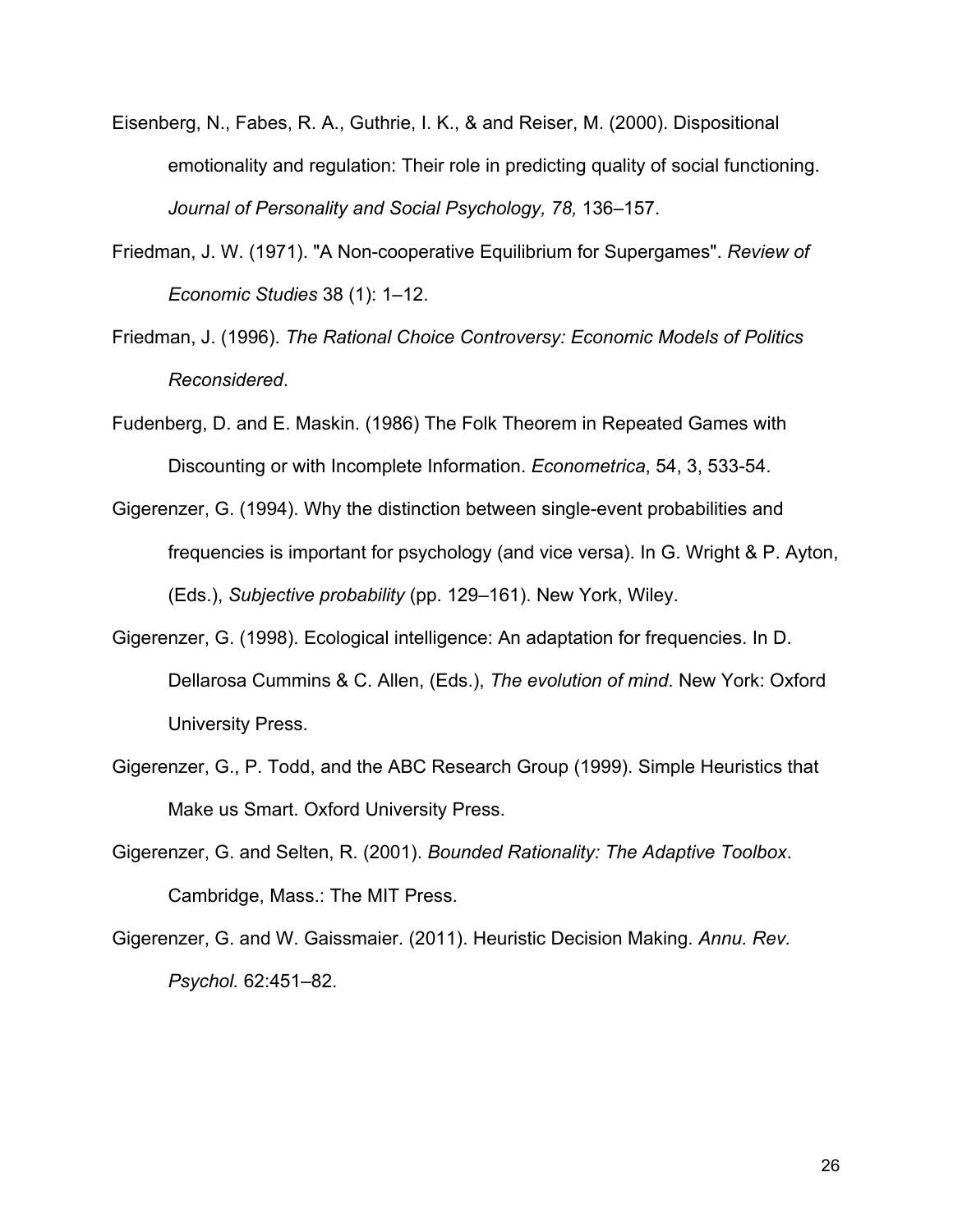Eisenberg, N., Fabes, R. A., Guthrie, I. K., & and Reiser, M. (2000). Dispositional emotionality and regulation: Their role in predicting quality of social functioning. *Journal of Personality and Social Psychology, 78,* 136–157.

Friedman, J. W. (1971). "A Non-cooperative Equilibrium for Supergames". *Review of Economic Studies* 38 (1): 1–12.

Friedman, J. (1996). *The Rational Choice Controversy: Economic Models of Politics Reconsidered*.

Fudenberg, D. and E. Maskin. (1986) The Folk Theorem in Repeated Games with Discounting or with Incomplete Information. *Econometrica*, 54, 3, 533-54.

Gigerenzer, G. (1994). Why the distinction between single-event probabilities and frequencies is important for psychology (and vice versa). In G. Wright & P. Ayton, (Eds.), *Subjective probability* (pp. 129–161). New York, Wiley.

Gigerenzer, G. (1998). Ecological intelligence: An adaptation for frequencies. In D. Dellarosa Cummins & C. Allen, (Eds.), *The evolution of mind*. New York: Oxford University Press.

Gigerenzer, G., P. Todd, and the ABC Research Group (1999). Simple Heuristics that Make us Smart. Oxford University Press.

Gigerenzer, G. and Selten, R. (2001). *Bounded Rationality: The Adaptive Toolbox*. Cambridge, Mass.: The MIT Press.

Gigerenzer, G. and W. Gaissmaier. (2011). Heuristic Decision Making. *Annu. Rev. Psychol.* 62:451–82.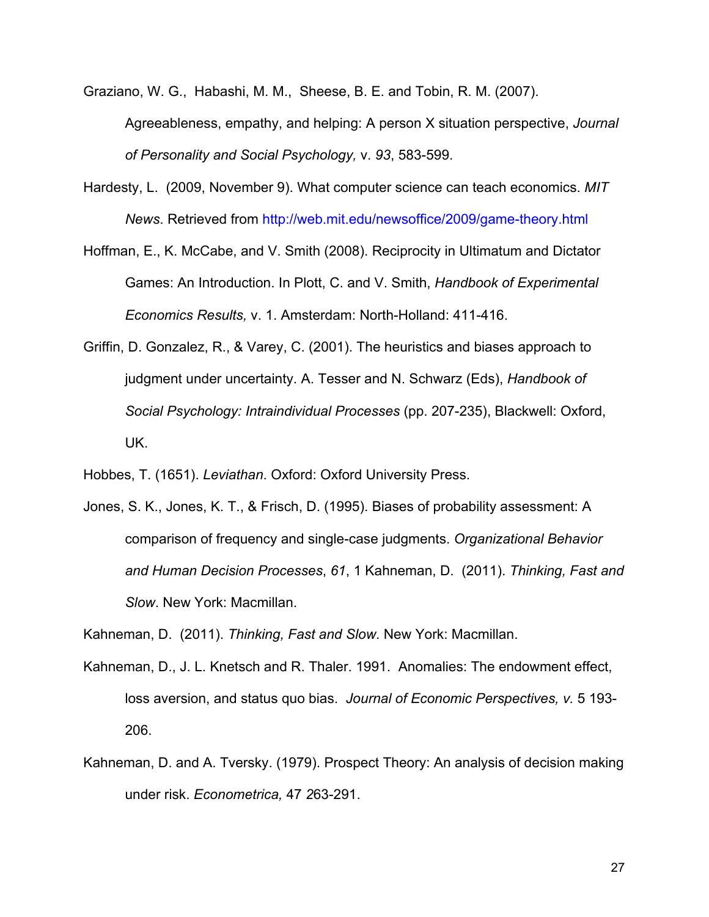Graziano, W. G., Habashi, M. M., Sheese, B. E. and Tobin, R. M. (2007). Agreeableness, empathy, and helping: A person X situation perspective, *Journal of Personality and Social Psychology,* v. *93*, 583-599.

Hardesty, L. (2009, November 9). What computer science can teach economics. *MIT News*. Retrieved from http://web.mit.edu/newsoffice/2009/game-theory.html

Hoffman, E., K. McCabe, and V. Smith (2008). Reciprocity in Ultimatum and Dictator Games: An Introduction. In Plott, C. and V. Smith, *Handbook of Experimental Economics Results,* v. 1. Amsterdam: North-Holland: 411-416.

Griffin, D. Gonzalez, R., & Varey, C. (2001). The heuristics and biases approach to judgment under uncertainty. A. Tesser and N. Schwarz (Eds), *Handbook of Social Psychology: Intraindividual Processes* (pp. 207-235), Blackwell: Oxford, UK.

Hobbes, T. (1651). *Leviathan*. Oxford: Oxford University Press.

Jones, S. K., Jones, K. T., & Frisch, D. (1995). Biases of probability assessment: A comparison of frequency and single-case judgments. *Organizational Behavior and Human Decision Processes*, *61*, 1 Kahneman, D. (2011). *Thinking, Fast and Slow*. New York: Macmillan.

Kahneman, D. (2011). *Thinking, Fast and Slow*. New York: Macmillan.

Kahneman, D., J. L. Knetsch and R. Thaler. 1991. Anomalies: The endowment effect, loss aversion, and status quo bias. *Journal of Economic Perspectives, v.* 5 193-206.

Kahneman, D. and A. Tversky. (1979). Prospect Theory: An analysis of decision making under risk. *Econometrica,* 47 *2*63-291.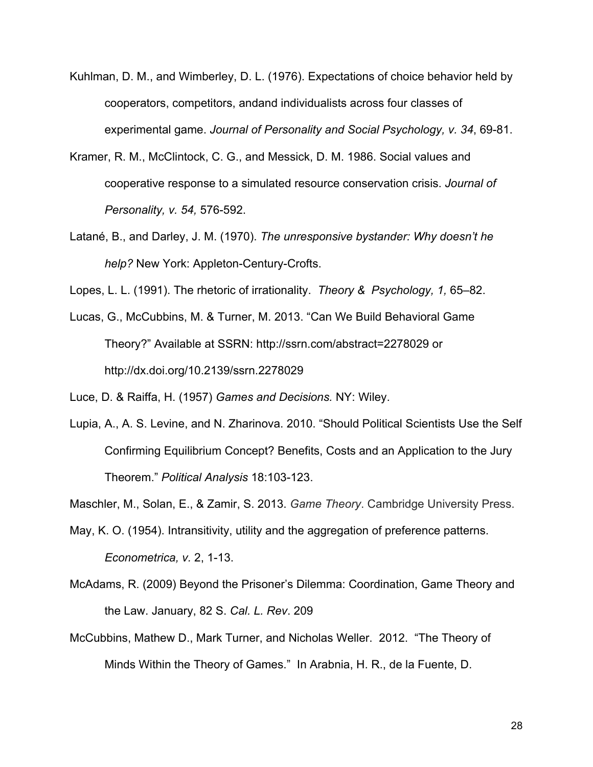Kuhlman, D. M., and Wimberley, D. L. (1976). Expectations of choice behavior held by cooperators, competitors, andand individualists across four classes of experimental game. *Journal of Personality and Social Psychology, v. 34*, 69-81.

Kramer, R. M., McClintock, C. G., and Messick, D. M. 1986. Social values and cooperative response to a simulated resource conservation crisis. *Journal of Personality, v. 54,* 576-592.

Latané, B., and Darley, J. M. (1970). *The unresponsive bystander: Why doesn't he help?* New York: Appleton-Century-Crofts.

Lopes, L. L. (1991). The rhetoric of irrationality. *Theory & Psychology, 1,* 65–82.

Lucas, G., McCubbins, M. & Turner, M. 2013. "Can We Build Behavioral Game Theory?" Available at SSRN: http://ssrn.com/abstract=2278029 or http://dx.doi.org/10.2139/ssrn.2278029

Luce, D. & Raiffa, H. (1957) *Games and Decisions.* NY: Wiley.

Lupia, A., A. S. Levine, and N. Zharinova. 2010. "Should Political Scientists Use the Self Confirming Equilibrium Concept? Benefits, Costs and an Application to the Jury Theorem." *Political Analysis* 18:103-123.

Maschler, M., Solan, E., & Zamir, S. 2013. *Game Theory*. Cambridge University Press.

May, K. O. (1954). Intransitivity, utility and the aggregation of preference patterns. *Econometrica, v.* 2, 1-13.

McAdams, R. (2009) Beyond the Prisoner's Dilemma: Coordination, Game Theory and the Law. January, 82 S. *Cal. L. Rev*. 209

McCubbins, Mathew D., Mark Turner, and Nicholas Weller. 2012. "The Theory of Minds Within the Theory of Games." In Arabnia, H. R., de la Fuente, D.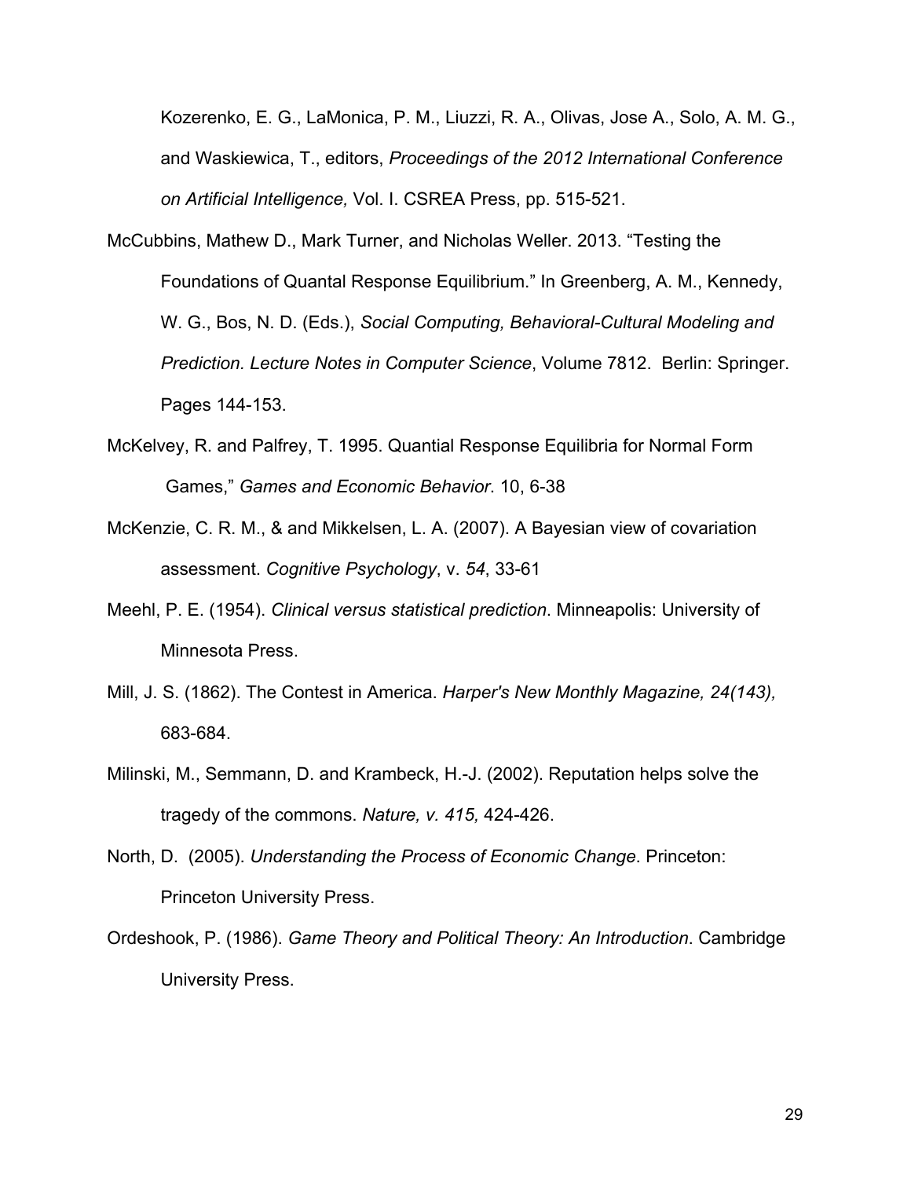Kozerenko, E. G., LaMonica, P. M., Liuzzi, R. A., Olivas, Jose A., Solo, A. M. G., and Waskiewica, T., editors, *Proceedings of the 2012 International Conference on Artificial Intelligence,* Vol. I. CSREA Press, pp. 515-521.

McCubbins, Mathew D., Mark Turner, and Nicholas Weller. 2013. "Testing the Foundations of Quantal Response Equilibrium." In Greenberg, A. M., Kennedy, W. G., Bos, N. D. (Eds.), *Social Computing, Behavioral-Cultural Modeling and Prediction. Lecture Notes in Computer Science*, Volume 7812. Berlin: Springer. Pages 144-153.

McKelvey, R. and Palfrey, T. 1995. Quantial Response Equilibria for Normal Form Games," *Games and Economic Behavior*. 10, 6-38

McKenzie, C. R. M., & and Mikkelsen, L. A. (2007). A Bayesian view of covariation assessment. *Cognitive Psychology*, v. *54*, 33-61

Meehl, P. E. (1954). *Clinical versus statistical prediction*. Minneapolis: University of Minnesota Press.

Mill, J. S. (1862). The Contest in America. *Harper's New Monthly Magazine, 24(143),* 683-684.

Milinski, M., Semmann, D. and Krambeck, H.-J. (2002). Reputation helps solve the tragedy of the commons. *Nature, v. 415,* 424-426.

North, D. (2005). *Understanding the Process of Economic Change*. Princeton: Princeton University Press.

Ordeshook, P. (1986). *Game Theory and Political Theory: An Introduction*. Cambridge University Press.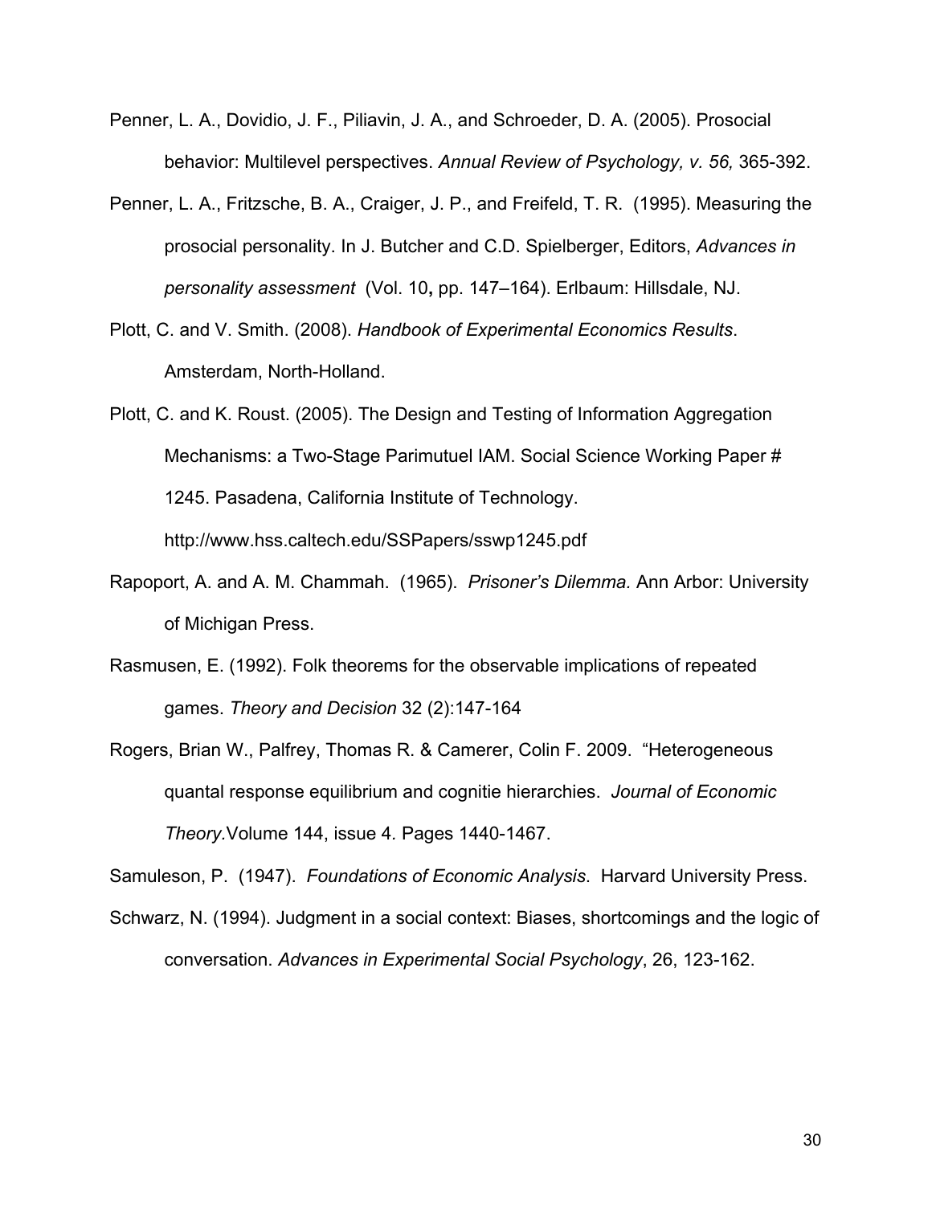Penner, L. A., Dovidio, J. F., Piliavin, J. A., and Schroeder, D. A. (2005). Prosocial behavior: Multilevel perspectives. *Annual Review of Psychology, v. 56,* 365-392.

Penner, L. A., Fritzsche, B. A., Craiger, J. P., and Freifeld, T. R. (1995). Measuring the prosocial personality. In J. Butcher and C.D. Spielberger, Editors, *Advances in personality assessment* (Vol. 10**,** pp. 147–164). Erlbaum: Hillsdale, NJ.

Plott, C. and V. Smith. (2008). *Handbook of Experimental Economics Results*. Amsterdam, North-Holland.

Plott, C. and K. Roust. (2005). The Design and Testing of Information Aggregation Mechanisms: a Two-Stage Parimutuel IAM. Social Science Working Paper # 1245. Pasadena, California Institute of Technology. http://www.hss.caltech.edu/SSPapers/sswp1245.pdf

Rapoport, A. and A. M. Chammah. (1965). *Prisoner's Dilemma.* Ann Arbor: University of Michigan Press.

Rasmusen, E. (1992). Folk theorems for the observable implications of repeated games. *Theory and Decision* 32 (2):147-164

Rogers, Brian W., Palfrey, Thomas R. & Camerer, Colin F. 2009. "Heterogeneous quantal response equilibrium and cognitie hierarchies. *Journal of Economic Theory.*Volume 144, issue 4. Pages 1440-1467.

Samuleson, P. (1947). *Foundations of Economic Analysis*. Harvard University Press.

Schwarz, N. (1994). Judgment in a social context: Biases, shortcomings and the logic of conversation. *Advances in Experimental Social Psychology*, 26, 123-162.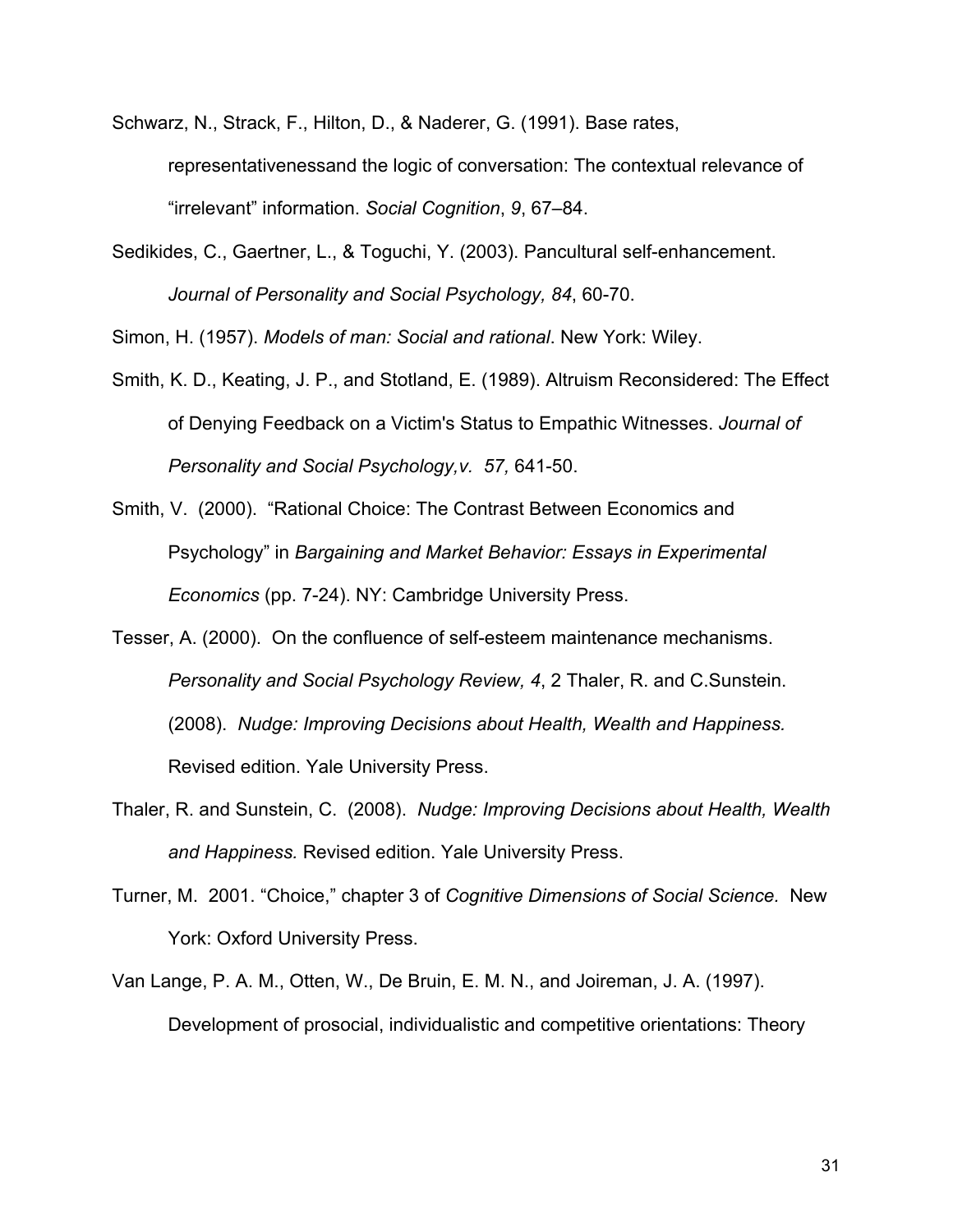Schwarz, N., Strack, F., Hilton, D., & Naderer, G. (1991). Base rates, representativenessand the logic of conversation: The contextual relevance of “irrelevant” information. *Social Cognition*, *9*, 67–84.

Sedikides, C., Gaertner, L., & Toguchi, Y. (2003). Pancultural self-enhancement. *Journal of Personality and Social Psychology, 84*, 60-70.

Simon, H. (1957). *Models of man: Social and rational*. New York: Wiley.

Smith, K. D., Keating, J. P., and Stotland, E. (1989). Altruism Reconsidered: The Effect of Denying Feedback on a Victim's Status to Empathic Witnesses. *Journal of Personality and Social Psychology,v. 57,* 641-50.

Smith, V. (2000). “Rational Choice: The Contrast Between Economics and Psychology” in *Bargaining and Market Behavior: Essays in Experimental Economics* (pp. 7-24). NY: Cambridge University Press.

Tesser, A. (2000). On the confluence of self-esteem maintenance mechanisms. *Personality and Social Psychology Review, 4*, 2 Thaler, R. and C.Sunstein. (2008). *Nudge: Improving Decisions about Health, Wealth and Happiness.* Revised edition. Yale University Press.

Thaler, R. and Sunstein, C. (2008). *Nudge: Improving Decisions about Health, Wealth and Happiness.* Revised edition. Yale University Press.

Turner, M. 2001. “Choice,” chapter 3 of *Cognitive Dimensions of Social Science*. New York: Oxford University Press.

Van Lange, P. A. M., Otten, W., De Bruin, E. M. N., and Joireman, J. A. (1997). Development of prosocial, individualistic and competitive orientations: Theory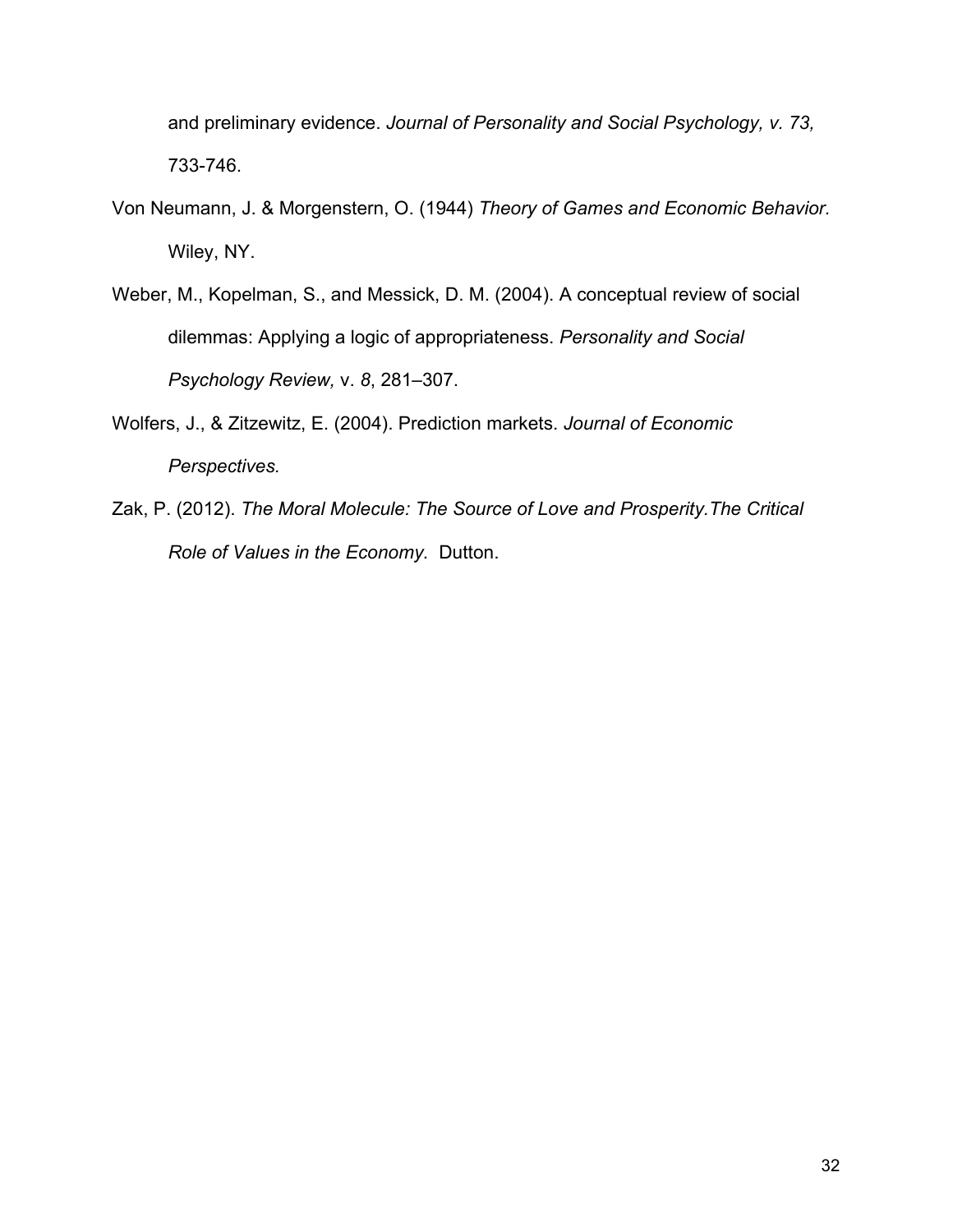and preliminary evidence. *Journal of Personality and Social Psychology, v. 73,* 733-746.

Von Neumann, J. & Morgenstern, O. (1944) *Theory of Games and Economic Behavior.* Wiley, NY.

Weber, M., Kopelman, S., and Messick, D. M. (2004). A conceptual review of social dilemmas: Applying a logic of appropriateness. *Personality and Social Psychology Review,* v. *8*, 281–307.

Wolfers, J., & Zitzewitz, E. (2004). Prediction markets. *Journal of Economic Perspectives.*

Zak, P. (2012). *The Moral Molecule: The Source of Love and Prosperity.The Critical Role of Values in the Economy.* Dutton.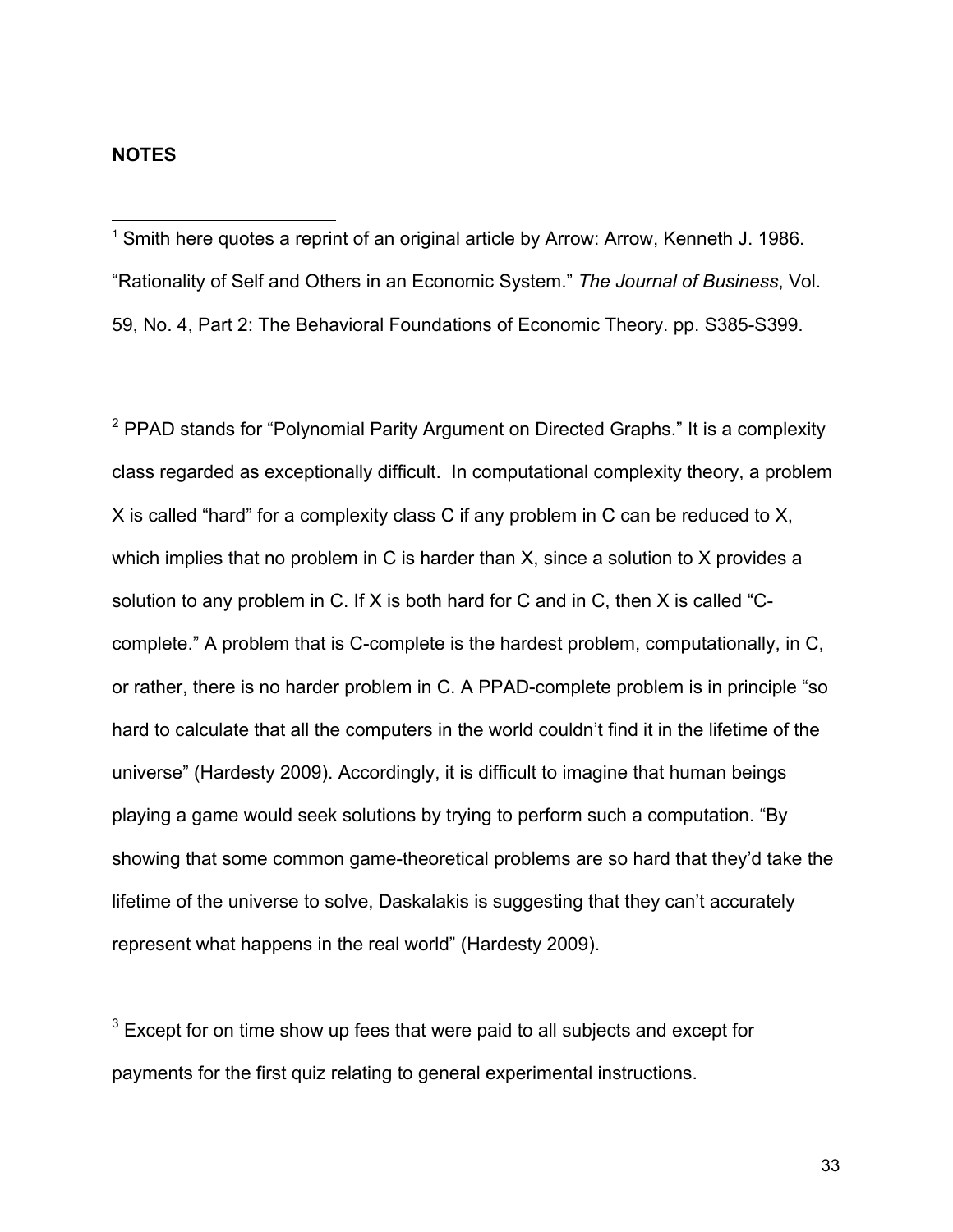**NOTES**

[1] Smith here quotes a reprint of an original article by Arrow: Arrow, Kenneth J. 1986. "Rationality of Self and Others in an Economic System." *The Journal of Business*, Vol. 59, No. 4, Part 2: The Behavioral Foundations of Economic Theory. pp. S385-S399.

[2] PPAD stands for "Polynomial Parity Argument on Directed Graphs." It is a complexity class regarded as exceptionally difficult. In computational complexity theory, a problem X is called "hard" for a complexity class C if any problem in C can be reduced to X, which implies that no problem in C is harder than X, since a solution to X provides a solution to any problem in C. If X is both hard for C and in C, then X is called "C-complete." A problem that is C-complete is the hardest problem, computationally, in C, or rather, there is no harder problem in C. A PPAD-complete problem is in principle "so hard to calculate that all the computers in the world couldn't find it in the lifetime of the universe" (Hardesty 2009). Accordingly, it is difficult to imagine that human beings playing a game would seek solutions by trying to perform such a computation. "By showing that some common game-theoretical problems are so hard that they'd take the lifetime of the universe to solve, Daskalakis is suggesting that they can't accurately represent what happens in the real world" (Hardesty 2009).

[3] Except for on time show up fees that were paid to all subjects and except for payments for the first quiz relating to general experimental instructions.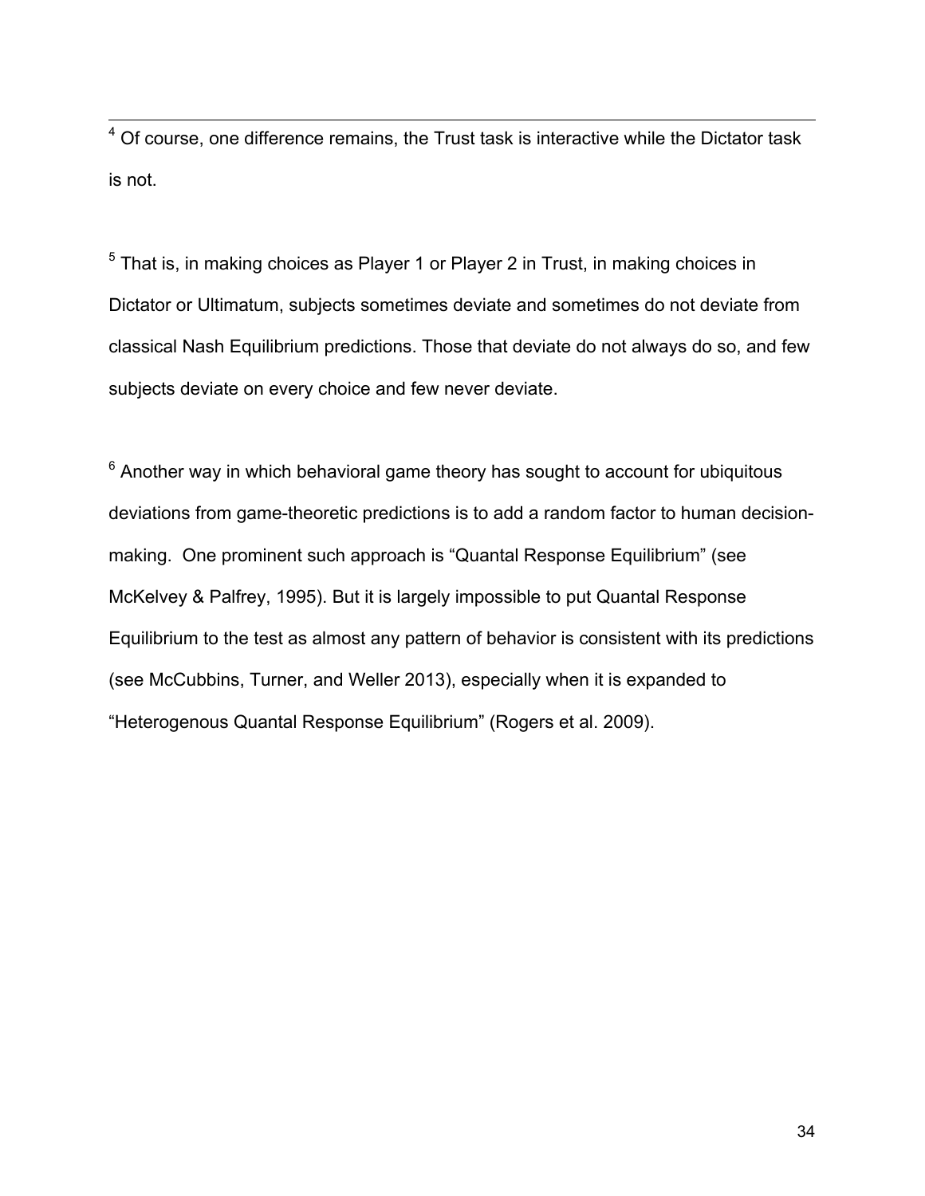[4] Of course, one difference remains, the Trust task is interactive while the Dictator task is not.

[5] That is, in making choices as Player 1 or Player 2 in Trust, in making choices in Dictator or Ultimatum, subjects sometimes deviate and sometimes do not deviate from classical Nash Equilibrium predictions. Those that deviate do not always do so, and few subjects deviate on every choice and few never deviate.

[6] Another way in which behavioral game theory has sought to account for ubiquitous deviations from game-theoretic predictions is to add a random factor to human decision-making. One prominent such approach is "Quantal Response Equilibrium" (see McKelvey & Palfrey, 1995). But it is largely impossible to put Quantal Response Equilibrium to the test as almost any pattern of behavior is consistent with its predictions (see McCubbins, Turner, and Weller 2013), especially when it is expanded to "Heterogenous Quantal Response Equilibrium" (Rogers et al. 2009).